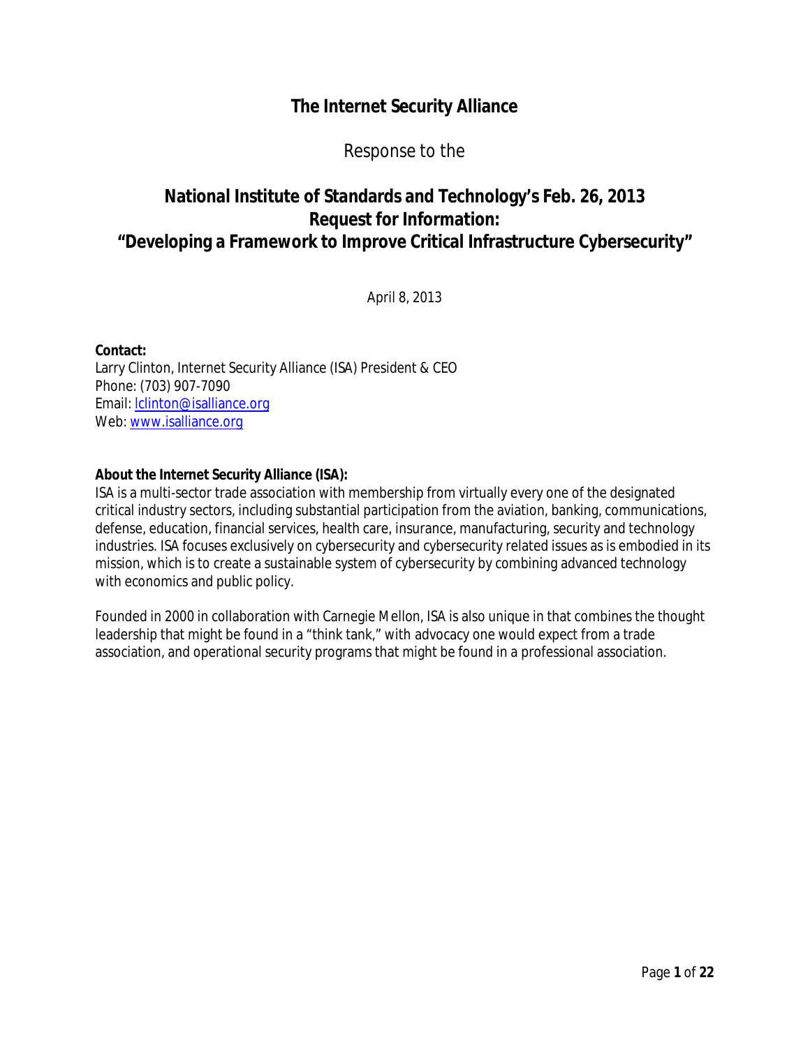# The Internet Security Alliance

Response to the

## National Institute of Standards and Technology's Feb. 26, 2013 Request for Information: "Developing a Framework to Improve Critical Infrastructure Cybersecurity"

April 8, 2013

**Contact:**
Larry Clinton, Internet Security Alliance (ISA) President & CEO
Phone: (703) 907-7090
Email: lclinton@isalliance.org
Web: www.isalliance.org

**About the Internet Security Alliance (ISA):**
ISA is a multi-sector trade association with membership from virtually every one of the designated critical industry sectors, including substantial participation from the aviation, banking, communications, defense, education, financial services, health care, insurance, manufacturing, security and technology industries. ISA focuses exclusively on cybersecurity and cybersecurity related issues as is embodied in its mission, which is to create a sustainable system of cybersecurity by combining advanced technology with economics and public policy.

Founded in 2000 in collaboration with Carnegie Mellon, ISA is also unique in that combines the thought leadership that might be found in a "think tank," with advocacy one would expect from a trade association, and operational security programs that might be found in a professional association.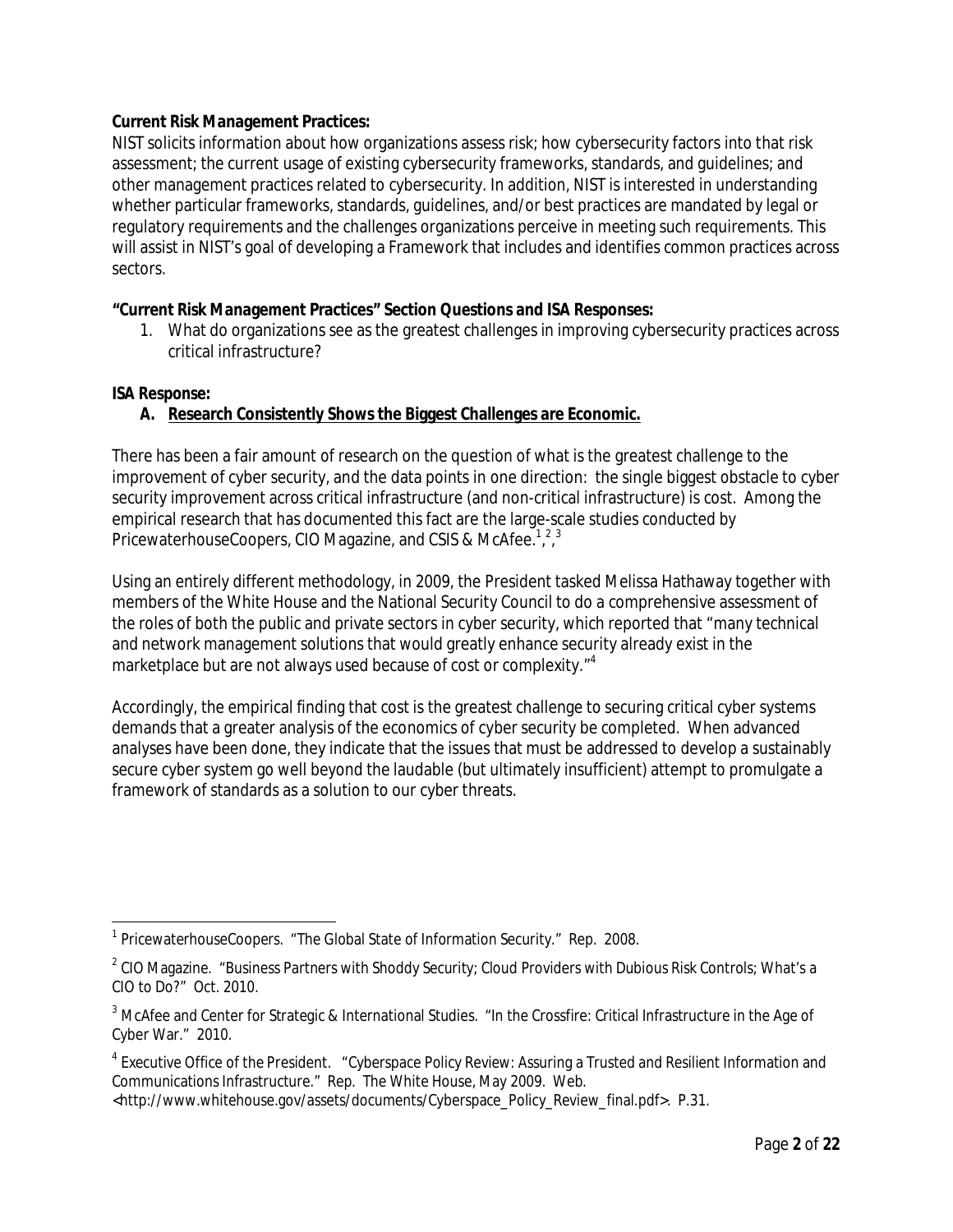**Current Risk Management Practices:**

NIST solicits information about how organizations assess risk; how cybersecurity factors into that risk assessment; the current usage of existing cybersecurity frameworks, standards, and guidelines; and other management practices related to cybersecurity. In addition, NIST is interested in understanding whether particular frameworks, standards, guidelines, and/or best practices are mandated by legal or regulatory requirements and the challenges organizations perceive in meeting such requirements. This will assist in NIST's goal of developing a Framework that includes and identifies common practices across sectors.

**"Current Risk Management Practices" Section Questions and ISA Responses:**

1. What do organizations see as the greatest challenges in improving cybersecurity practices across critical infrastructure?

**ISA Response:**

**A. Research Consistently Shows the Biggest Challenges are Economic.**

There has been a fair amount of research on the question of what is the greatest challenge to the improvement of cyber security, and the data points in one direction: the single biggest obstacle to cyber security improvement across critical infrastructure (and non-critical infrastructure) is cost. Among the empirical research that has documented this fact are the large-scale studies conducted by PricewaterhouseCoopers, CIO Magazine, and CSIS & McAfee.[1],[2],[3]

Using an entirely different methodology, in 2009, the President tasked Melissa Hathaway together with members of the White House and the National Security Council to do a comprehensive assessment of the roles of both the public and private sectors in cyber security, which reported that "many technical and network management solutions that would greatly enhance security already exist in the marketplace but are not always used because of cost or complexity."[4]

Accordingly, the empirical finding that cost is the greatest challenge to securing critical cyber systems demands that a greater analysis of the economics of cyber security be completed. When advanced analyses have been done, they indicate that the issues that must be addressed to develop a sustainably secure cyber system go well beyond the laudable (but ultimately insufficient) attempt to promulgate a framework of standards as a solution to our cyber threats.

---

[1] PricewaterhouseCoopers. "The Global State of Information Security." Rep. 2008.

[2] CIO Magazine. "Business Partners with Shoddy Security; Cloud Providers with Dubious Risk Controls; What's a CIO to Do?" Oct. 2010.

[3] McAfee and Center for Strategic & International Studies. "In the Crossfire: Critical Infrastructure in the Age of Cyber War." 2010.

[4] Executive Office of the President. "Cyberspace Policy Review: Assuring a Trusted and Resilient Information and Communications Infrastructure." Rep. The White House, May 2009. Web. <http://www.whitehouse.gov/assets/documents/Cyberspace_Policy_Review_final.pdf>. P.31.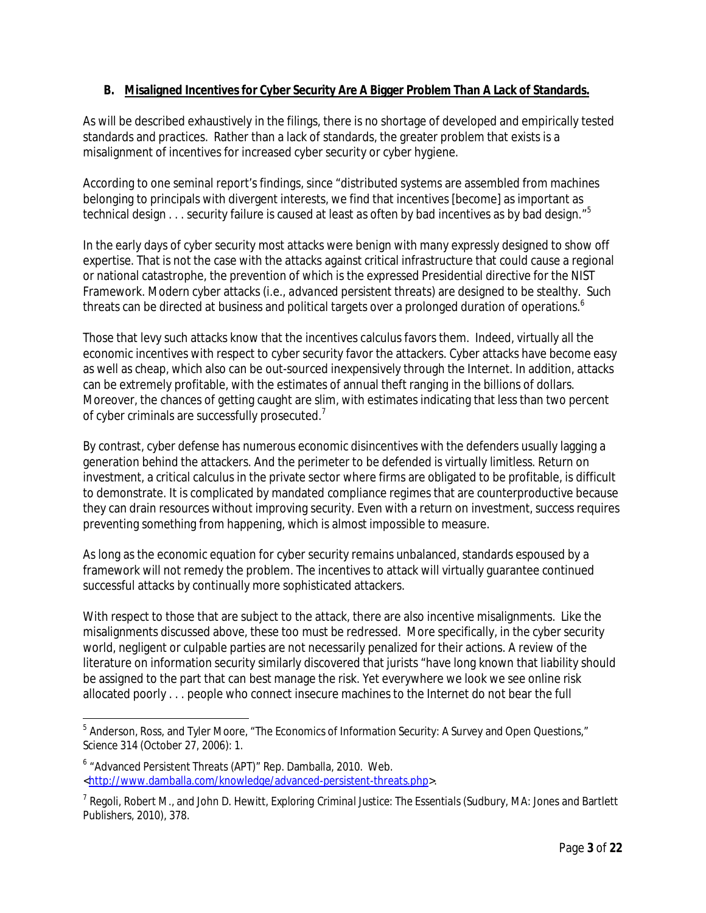## B. Misaligned Incentives for Cyber Security Are A Bigger Problem Than A Lack of Standards.

As will be described exhaustively in the filings, there is no shortage of developed and empirically tested standards and practices. Rather than a lack of standards, the greater problem that exists is a misalignment of incentives for increased cyber security or cyber hygiene.

According to one seminal report's findings, since "distributed systems are assembled from machines belonging to principals with divergent interests, we find that incentives [become] as important as technical design . . . security failure is caused at least as often by bad incentives as by bad design."[5]

In the early days of cyber security most attacks were benign with many expressly designed to show off expertise. That is not the case with the attacks against critical infrastructure that could cause a regional or national catastrophe, the prevention of which is the expressed Presidential directive for the NIST Framework. Modern cyber attacks (i.e., *advanced persistent threats*) are designed to be stealthy. Such threats can be directed at business and political targets over a prolonged duration of operations.[6]

Those that levy such attacks know that the incentives calculus favors them. Indeed, virtually all the economic incentives with respect to cyber security favor the attackers. Cyber attacks have become easy as well as cheap, which also can be out-sourced inexpensively through the Internet. In addition, attacks can be extremely profitable, with the estimates of annual theft ranging in the billions of dollars. Moreover, the chances of getting caught are slim, with estimates indicating that less than two percent of cyber criminals are successfully prosecuted.[7]

By contrast, cyber defense has numerous economic disincentives with the defenders usually lagging a generation behind the attackers. And the perimeter to be defended is virtually limitless. Return on investment, a critical calculus in the private sector where firms are obligated to be profitable, is difficult to demonstrate. It is complicated by mandated compliance regimes that are counterproductive because they can drain resources without improving security. Even with a return on investment, success requires preventing something from happening, which is almost impossible to measure.

As long as the economic equation for cyber security remains unbalanced, standards espoused by a framework will not remedy the problem. The incentives to attack will virtually guarantee continued successful attacks by continually more sophisticated attackers.

With respect to those that are subject to the attack, there are also incentive misalignments. Like the misalignments discussed above, these too must be redressed. More specifically, in the cyber security world, negligent or culpable parties are not necessarily penalized for their actions. A review of the literature on information security similarly discovered that jurists "have long known that liability should be assigned to the part that can best manage the risk. Yet everywhere we look we see online risk allocated poorly . . . people who connect insecure machines to the Internet do not bear the full

---

[5] Anderson, Ross, and Tyler Moore, "The Economics of Information Security: A Survey and Open Questions," *Science* 314 (October 27, 2006): 1.

[6] "Advanced Persistent Threats (APT)" Rep. Damballa, 2010. Web. <http://www.damballa.com/knowledge/advanced-persistent-threats.php>.

[7] Regoli, Robert M., and John D. Hewitt, *Exploring Criminal Justice: The Essentials* (Sudbury, MA: Jones and Bartlett Publishers, 2010), 378.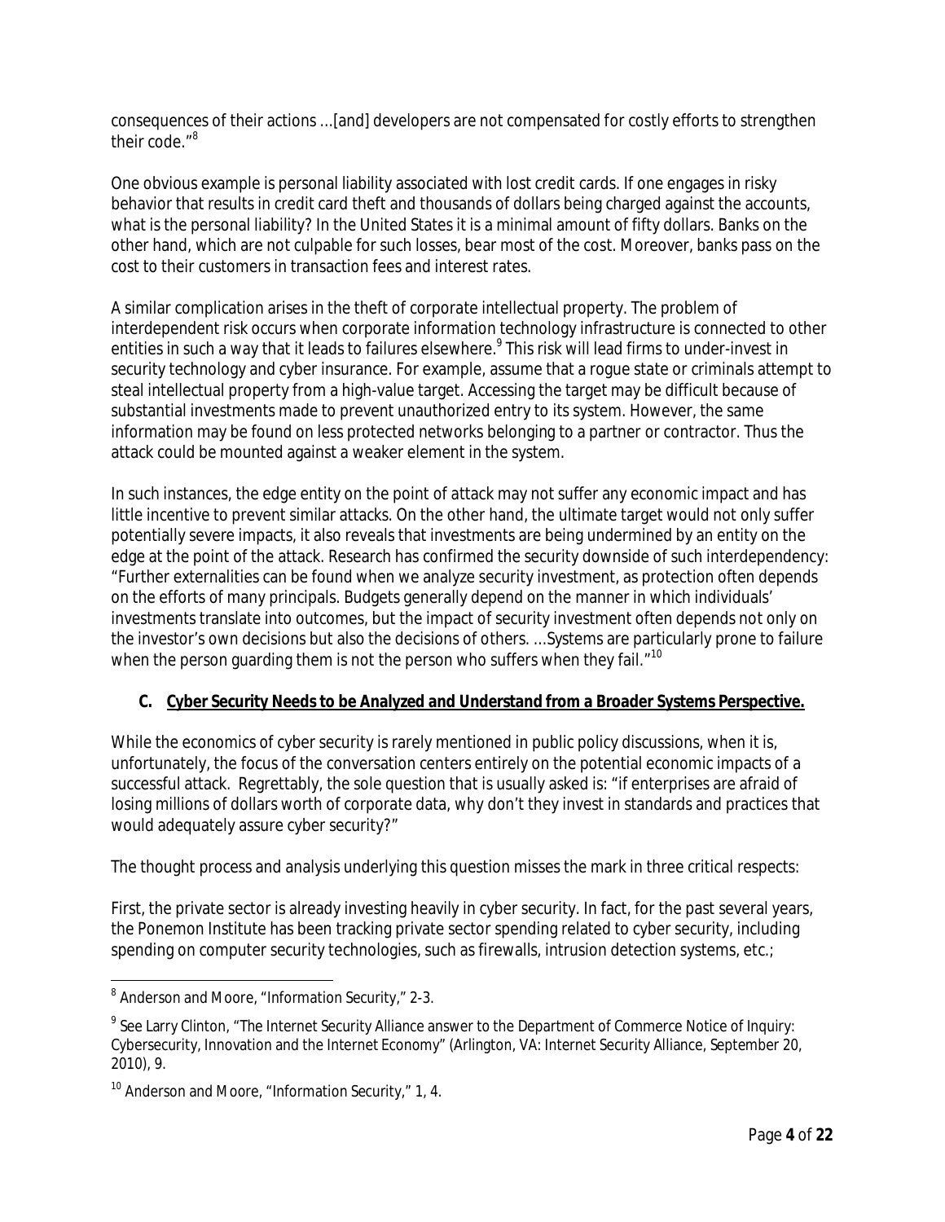consequences of their actions …[and] developers are not compensated for costly efforts to strengthen their code."[8]

One obvious example is personal liability associated with lost credit cards. If one engages in risky behavior that results in credit card theft and thousands of dollars being charged against the accounts, what is the personal liability? In the United States it is a minimal amount of fifty dollars. Banks on the other hand, which are not culpable for such losses, bear most of the cost. Moreover, banks pass on the cost to their customers in transaction fees and interest rates.

A similar complication arises in the theft of corporate intellectual property. The problem of interdependent risk occurs when corporate information technology infrastructure is connected to other entities in such a way that it leads to failures elsewhere.[9] This risk will lead firms to under-invest in security technology and cyber insurance. For example, assume that a rogue state or criminals attempt to steal intellectual property from a high-value target. Accessing the target may be difficult because of substantial investments made to prevent unauthorized entry to its system. However, the same information may be found on less protected networks belonging to a partner or contractor. Thus the attack could be mounted against a weaker element in the system.

In such instances, the edge entity on the point of attack may not suffer any economic impact and has little incentive to prevent similar attacks. On the other hand, the ultimate target would not only suffer potentially severe impacts, it also reveals that investments are being undermined by an entity on the edge at the point of the attack. Research has confirmed the security downside of such interdependency: "Further externalities can be found when we analyze security investment, as protection often depends on the efforts of many principals. Budgets generally depend on the manner in which individuals' investments translate into outcomes, but the impact of security investment often depends not only on the investor's own decisions but also the decisions of others. …Systems are particularly prone to failure when the person guarding them is not the person who suffers when they fail."[10]

### C. Cyber Security Needs to be Analyzed and Understand from a Broader Systems Perspective.

While the economics of cyber security is rarely mentioned in public policy discussions, when it is, unfortunately, the focus of the conversation centers entirely on the potential economic impacts of a successful attack. Regrettably, the sole question that is usually asked is: "if enterprises are afraid of losing millions of dollars worth of corporate data, why don't they invest in standards and practices that would adequately assure cyber security?"

The thought process and analysis underlying this question misses the mark in three critical respects:

First, the private sector is already investing heavily in cyber security. In fact, for the past several years, the Ponemon Institute has been tracking private sector spending related to cyber security, including spending on computer security technologies, such as firewalls, intrusion detection systems, etc.;

---

[8] Anderson and Moore, "Information Security," 2-3.

[9] See Larry Clinton, "The Internet Security Alliance answer to the Department of Commerce Notice of Inquiry: Cybersecurity, Innovation and the Internet Economy" (Arlington, VA: Internet Security Alliance, September 20, 2010), 9.

[10] Anderson and Moore, "Information Security," 1, 4.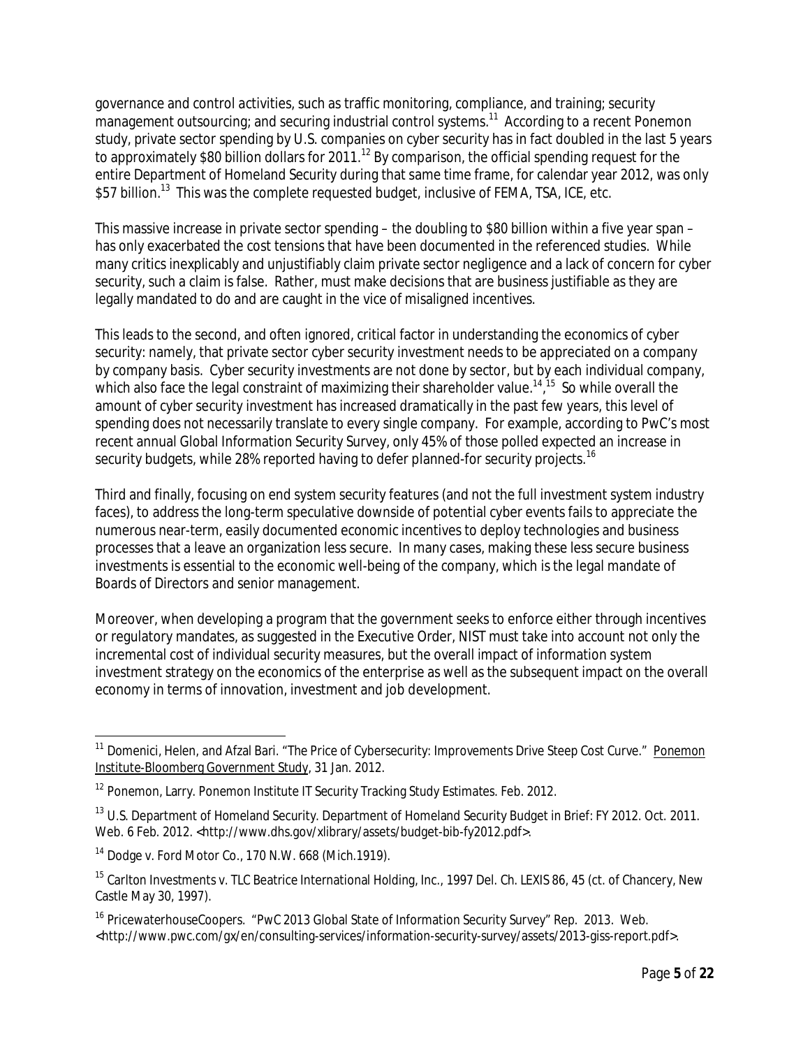governance and control activities, such as traffic monitoring, compliance, and training; security management outsourcing; and securing industrial control systems.[11] According to a recent Ponemon study, private sector spending by U.S. companies on cyber security has in fact doubled in the last 5 years to approximately \$80 billion dollars for 2011.[12] By comparison, the official spending request for the entire Department of Homeland Security during that same time frame, for calendar year 2012, was only \$57 billion.[13] This was the complete requested budget, inclusive of FEMA, TSA, ICE, etc.

This massive increase in private sector spending – the doubling to \$80 billion within a five year span – has only exacerbated the cost tensions that have been documented in the referenced studies. While many critics inexplicably and unjustifiably claim private sector negligence and a lack of concern for cyber security, such a claim is false. Rather, must make decisions that are business justifiable as they are legally mandated to do and are caught in the vice of misaligned incentives.

This leads to the second, and often ignored, critical factor in understanding the economics of cyber security: namely, that private sector cyber security investment needs to be appreciated on a company by company basis. Cyber security investments are not done by sector, but by each individual company, which also face the legal constraint of maximizing their shareholder value.[14],[15] So while overall the amount of cyber security investment has increased dramatically in the past few years, this level of spending does not necessarily translate to every single company. For example, according to PwC's most recent annual Global Information Security Survey, only 45% of those polled expected an increase in security budgets, while 28% reported having to defer planned-for security projects.[16]

Third and finally, focusing on end system security features (and not the full investment system industry faces), to address the long-term speculative downside of potential cyber events fails to appreciate the numerous near-term, easily documented economic incentives to deploy technologies and business processes that a leave an organization less secure. In many cases, making these less secure business investments is essential to the economic well-being of the company, which is the legal mandate of Boards of Directors and senior management.

Moreover, when developing a program that the government seeks to enforce either through incentives or regulatory mandates, as suggested in the Executive Order, NIST must take into account not only the incremental cost of individual security measures, but the overall impact of information system investment strategy on the economics of the enterprise as well as the subsequent impact on the overall economy in terms of innovation, investment and job development.

---

[11] Domenici, Helen, and Afzal Bari. "The Price of Cybersecurity: Improvements Drive Steep Cost Curve." Ponemon Institute-Bloomberg Government Study, 31 Jan. 2012.

[12] Ponemon, Larry. Ponemon Institute IT Security Tracking Study Estimates. Feb. 2012.

[13] U.S. Department of Homeland Security. Department of Homeland Security Budget in Brief: FY 2012. Oct. 2011. Web. 6 Feb. 2012. <http://www.dhs.gov/xlibrary/assets/budget-bib-fy2012.pdf>.

[14] Dodge v. Ford Motor Co., 170 N.W. 668 (Mich.1919).

[15] Carlton Investments v. TLC Beatrice International Holding, Inc., 1997 Del. Ch. LEXIS 86, 45 (ct. of Chancery, New Castle May 30, 1997).

[16] PricewaterhouseCoopers. "PwC 2013 Global State of Information Security Survey" Rep. 2013. Web. <http://www.pwc.com/gx/en/consulting-services/information-security-survey/assets/2013-giss-report.pdf>.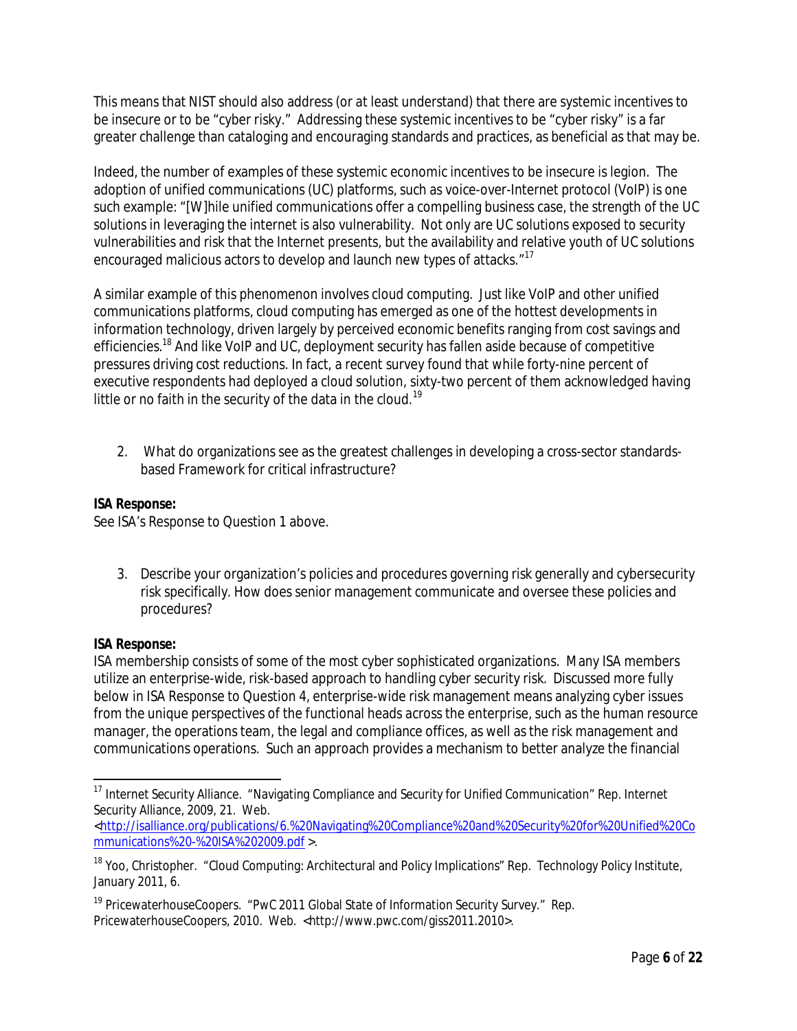This means that NIST should also address (or at least understand) that there are systemic incentives to be insecure or to be "cyber risky." Addressing these systemic incentives to be "cyber risky" is a far greater challenge than cataloging and encouraging standards and practices, as beneficial as that may be.

Indeed, the number of examples of these systemic economic incentives to be insecure is legion. The adoption of unified communications (UC) platforms, such as voice-over-Internet protocol (VoIP) is one such example: "[W]hile unified communications offer a compelling business case, the strength of the UC solutions in leveraging the internet is also vulnerability. Not only are UC solutions exposed to security vulnerabilities and risk that the Internet presents, but the availability and relative youth of UC solutions encouraged malicious actors to develop and launch new types of attacks."[17]

A similar example of this phenomenon involves cloud computing. Just like VoIP and other unified communications platforms, cloud computing has emerged as one of the hottest developments in information technology, driven largely by perceived economic benefits ranging from cost savings and efficiencies.[18] And like VoIP and UC, deployment security has fallen aside because of competitive pressures driving cost reductions. In fact, a recent survey found that while forty-nine percent of executive respondents had deployed a cloud solution, sixty-two percent of them acknowledged having little or no faith in the security of the data in the cloud.[19]

2. What do organizations see as the greatest challenges in developing a cross-sector standards-based Framework for critical infrastructure?

**ISA Response:**
See ISA's Response to Question 1 above.

3. Describe your organization's policies and procedures governing risk generally and cybersecurity risk specifically. How does senior management communicate and oversee these policies and procedures?

**ISA Response:**
ISA membership consists of some of the most cyber sophisticated organizations. Many ISA members utilize an enterprise-wide, risk-based approach to handling cyber security risk. Discussed more fully below in ISA Response to Question 4, enterprise-wide risk management means analyzing cyber issues from the unique perspectives of the functional heads across the enterprise, such as the human resource manager, the operations team, the legal and compliance offices, as well as the risk management and communications operations. Such an approach provides a mechanism to better analyze the financial

---

[17] Internet Security Alliance. "Navigating Compliance and Security for Unified Communication" Rep. Internet Security Alliance, 2009, 21. Web. <http://isalliance.org/publications/6.%20Navigating%20Compliance%20and%20Security%20for%20Unified%20Communications%20-%20ISA%202009.pdf >.

[18] Yoo, Christopher. "Cloud Computing: Architectural and Policy Implications" Rep. Technology Policy Institute, January 2011, 6.

[19] PricewaterhouseCoopers. "PwC 2011 Global State of Information Security Survey." Rep. PricewaterhouseCoopers, 2010. Web. <http://www.pwc.com/giss2011.2010>.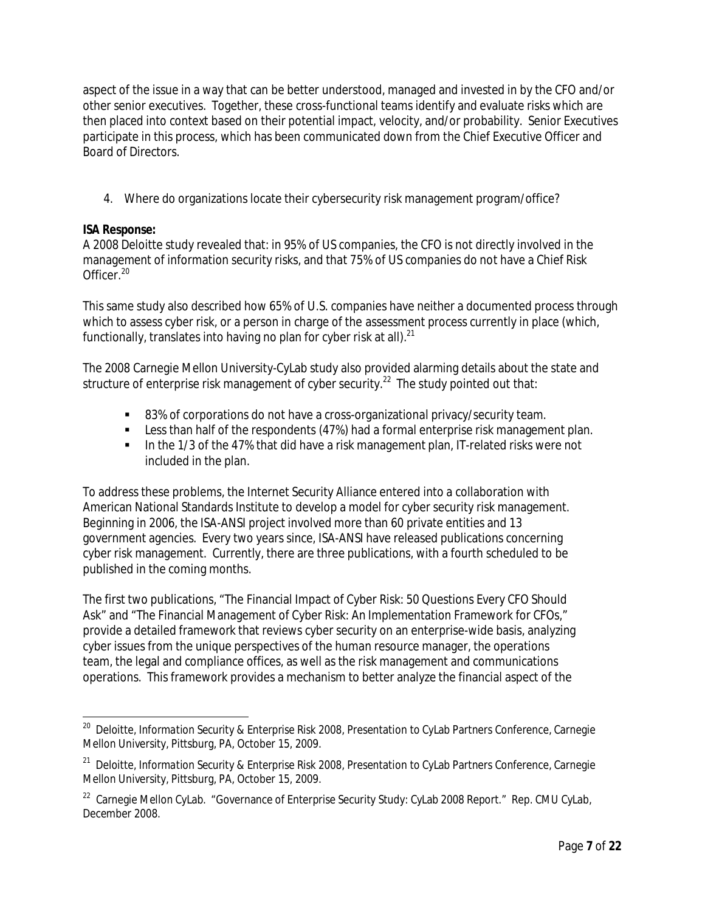aspect of the issue in a way that can be better understood, managed and invested in by the CFO and/or other senior executives. Together, these cross-functional teams identify and evaluate risks which are then placed into context based on their potential impact, velocity, and/or probability. Senior Executives participate in this process, which has been communicated down from the Chief Executive Officer and Board of Directors.

4. Where do organizations locate their cybersecurity risk management program/office?

**ISA Response:**
A 2008 Deloitte study revealed that: in 95% of US companies, the CFO is not directly involved in the management of information security risks, and that 75% of US companies do not have a Chief Risk Officer.[20]

This same study also described how 65% of U.S. companies have neither a documented process through which to assess cyber risk, or a person in charge of the assessment process currently in place (which, functionally, translates into having no plan for cyber risk at all).[21]

The 2008 Carnegie Mellon University-CyLab study also provided alarming details about the state and structure of enterprise risk management of cyber security.[22] The study pointed out that:

- 83% of corporations do not have a cross-organizational privacy/security team.
- Less than half of the respondents (47%) had a formal enterprise risk management plan.
- In the 1/3 of the 47% that did have a risk management plan, IT-related risks were not included in the plan.

To address these problems, the Internet Security Alliance entered into a collaboration with American National Standards Institute to develop a model for cyber security risk management. Beginning in 2006, the ISA-ANSI project involved more than 60 private entities and 13 government agencies. Every two years since, ISA-ANSI have released publications concerning cyber risk management. Currently, there are three publications, with a fourth scheduled to be published in the coming months.

The first two publications, "The Financial Impact of Cyber Risk: 50 Questions Every CFO Should Ask" and "The Financial Management of Cyber Risk: An Implementation Framework for CFOs," provide a detailed framework that reviews cyber security on an enterprise-wide basis, analyzing cyber issues from the unique perspectives of the human resource manager, the operations team, the legal and compliance offices, as well as the risk management and communications operations. This framework provides a mechanism to better analyze the financial aspect of the

---

[20] Deloitte, *Information Security & Enterprise Risk 2008*, Presentation to CyLab Partners Conference, Carnegie Mellon University, Pittsburg, PA, October 15, 2009.

[21] Deloitte, *Information Security & Enterprise Risk 2008*, Presentation to CyLab Partners Conference, Carnegie Mellon University, Pittsburg, PA, October 15, 2009.

[22] Carnegie Mellon CyLab. "Governance of Enterprise Security Study: CyLab 2008 Report." Rep. CMU CyLab, December 2008.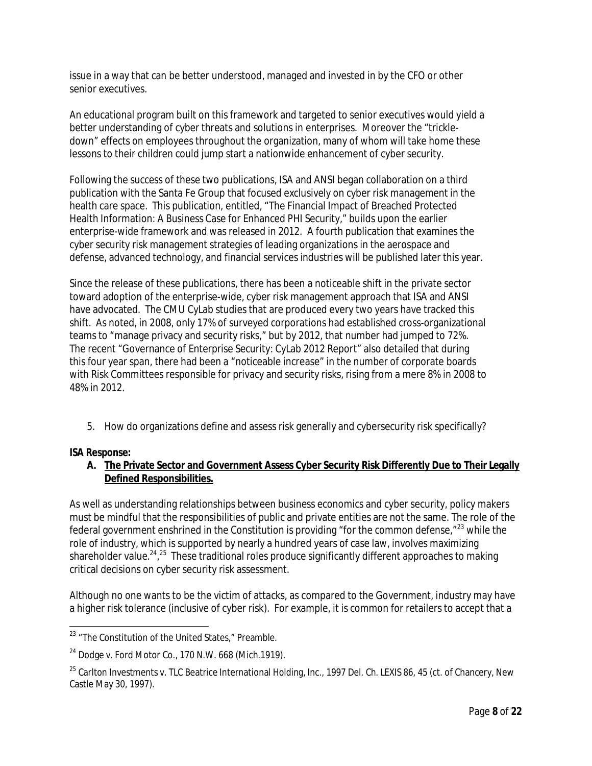issue in a way that can be better understood, managed and invested in by the CFO or other senior executives.

An educational program built on this framework and targeted to senior executives would yield a better understanding of cyber threats and solutions in enterprises. Moreover the "trickle-down" effects on employees throughout the organization, many of whom will take home these lessons to their children could jump start a nationwide enhancement of cyber security.

Following the success of these two publications, ISA and ANSI began collaboration on a third publication with the Santa Fe Group that focused exclusively on cyber risk management in the health care space. This publication, entitled, "The Financial Impact of Breached Protected Health Information: A Business Case for Enhanced PHI Security," builds upon the earlier enterprise-wide framework and was released in 2012. A fourth publication that examines the cyber security risk management strategies of leading organizations in the aerospace and defense, advanced technology, and financial services industries will be published later this year.

Since the release of these publications, there has been a noticeable shift in the private sector toward adoption of the enterprise-wide, cyber risk management approach that ISA and ANSI have advocated. The CMU CyLab studies that are produced every two years have tracked this shift. As noted, in 2008, only 17% of surveyed corporations had established cross-organizational teams to "manage privacy and security risks," but by 2012, that number had jumped to 72%. The recent "Governance of Enterprise Security: CyLab 2012 Report" also detailed that during this four year span, there had been a "noticeable increase" in the number of corporate boards with Risk Committees responsible for privacy and security risks, rising from a mere 8% in 2008 to 48% in 2012.

5. How do organizations define and assess risk generally and cybersecurity risk specifically?

**ISA Response:**

**A. <u>The Private Sector and Government Assess Cyber Security Risk Differently Due to Their Legally Defined Responsibilities.</u>**

As well as understanding relationships between business economics and cyber security, policy makers must be mindful that the responsibilities of public and private entities are not the same. The role of the federal government enshrined in the Constitution is providing "for the common defense,"[23] while the role of industry, which is supported by nearly a hundred years of case law, involves maximizing shareholder value.[24],[25] These traditional roles produce significantly different approaches to making critical decisions on cyber security risk assessment.

Although no one wants to be the victim of attacks, as compared to the Government, industry may have a higher risk tolerance (inclusive of cyber risk). For example, it is common for retailers to accept that a

---

[23] "The Constitution of the United States," Preamble.

[24] Dodge v. Ford Motor Co., 170 N.W. 668 (Mich.1919).

[25] Carlton Investments v. TLC Beatrice International Holding, Inc., 1997 Del. Ch. LEXIS 86, 45 (ct. of Chancery, New Castle May 30, 1997).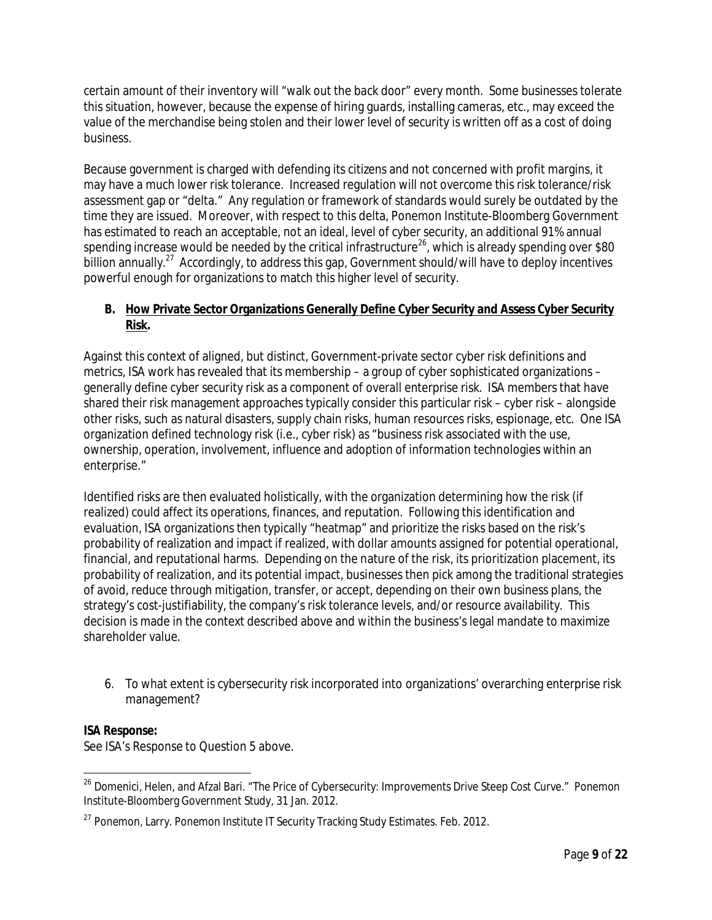certain amount of their inventory will "walk out the back door" every month. Some businesses tolerate this situation, however, because the expense of hiring guards, installing cameras, etc., may exceed the value of the merchandise being stolen and their lower level of security is written off as a cost of doing business.

Because government is charged with defending its citizens and not concerned with profit margins, it may have a much lower risk tolerance. Increased regulation will not overcome this risk tolerance/risk assessment gap or "delta." Any regulation or framework of standards would surely be outdated by the time they are issued. Moreover, with respect to this delta, Ponemon Institute-Bloomberg Government has estimated to reach an acceptable, not an ideal, level of cyber security, an additional 91% annual spending increase would be needed by the critical infrastructure[26], which is already spending over $80 billion annually.[27] Accordingly, to address this gap, Government should/will have to deploy incentives powerful enough for organizations to match this higher level of security.

**B. <u>How Private Sector Organizations Generally Define Cyber Security and Assess Cyber Security Risk</u>.**

Against this context of aligned, but distinct, Government-private sector cyber risk definitions and metrics, ISA work has revealed that its membership – a group of cyber sophisticated organizations – generally define cyber security risk as a component of overall enterprise risk. ISA members that have shared their risk management approaches typically consider this particular risk – cyber risk – alongside other risks, such as natural disasters, supply chain risks, human resources risks, espionage, etc. One ISA organization defined technology risk (i.e., cyber risk) as "business risk associated with the use, ownership, operation, involvement, influence and adoption of information technologies within an enterprise."

Identified risks are then evaluated holistically, with the organization determining how the risk (if realized) could affect its operations, finances, and reputation. Following this identification and evaluation, ISA organizations then typically "heatmap" and prioritize the risks based on the risk's probability of realization and impact if realized, with dollar amounts assigned for potential operational, financial, and reputational harms. Depending on the nature of the risk, its prioritization placement, its probability of realization, and its potential impact, businesses then pick among the traditional strategies of avoid, reduce through mitigation, transfer, or accept, depending on their own business plans, the strategy's cost-justifiability, the company's risk tolerance levels, and/or resource availability. This decision is made in the context described above and within the business's legal mandate to maximize shareholder value.

6. To what extent is cybersecurity risk incorporated into organizations' overarching enterprise risk management?

**ISA Response:**
See ISA's Response to Question 5 above.

---

[26] Domenici, Helen, and Afzal Bari. "The Price of Cybersecurity: Improvements Drive Steep Cost Curve." Ponemon Institute-Bloomberg Government Study, 31 Jan. 2012.

[27] Ponemon, Larry. Ponemon Institute IT Security Tracking Study Estimates. Feb. 2012.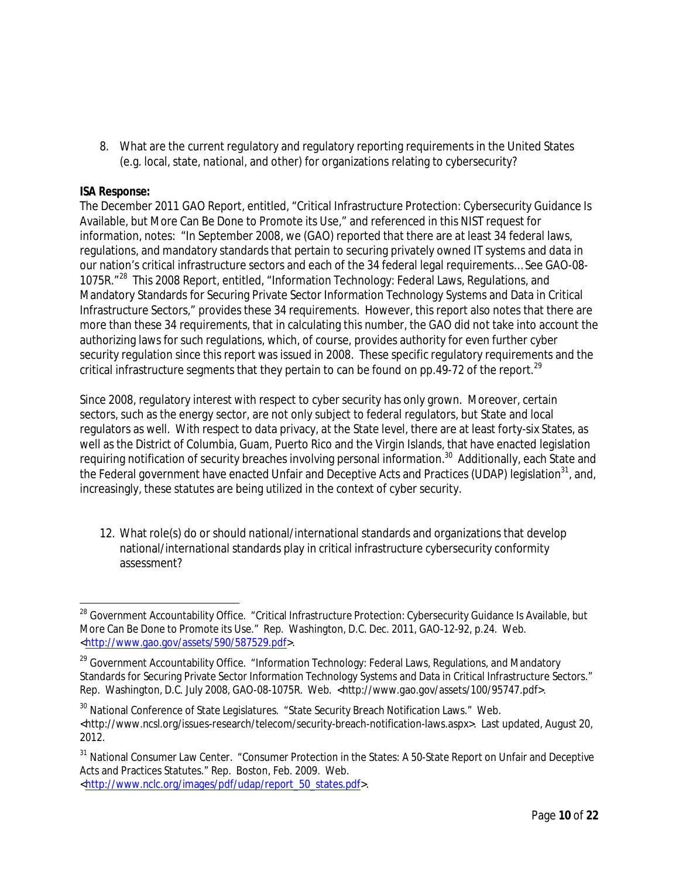8. What are the current regulatory and regulatory reporting requirements in the United States (e.g. local, state, national, and other) for organizations relating to cybersecurity?

**ISA Response:**

The December 2011 GAO Report, entitled, "Critical Infrastructure Protection: Cybersecurity Guidance Is Available, but More Can Be Done to Promote its Use," and referenced in this NIST request for information, notes: "In September 2008, we (GAO) reported that there are at least 34 federal laws, regulations, and mandatory standards that pertain to securing privately owned IT systems and data in our nation's critical infrastructure sectors and each of the 34 federal legal requirements… See GAO-08-1075R."[28] This 2008 Report, entitled, "Information Technology: Federal Laws, Regulations, and Mandatory Standards for Securing Private Sector Information Technology Systems and Data in Critical Infrastructure Sectors," provides these 34 requirements. However, this report also notes that there are more than these 34 requirements, that in calculating this number, the GAO did not take into account the authorizing laws for such regulations, which, of course, provides authority for even further cyber security regulation since this report was issued in 2008. These specific regulatory requirements and the critical infrastructure segments that they pertain to can be found on pp.49-72 of the report.[29]

Since 2008, regulatory interest with respect to cyber security has only grown. Moreover, certain sectors, such as the energy sector, are not only subject to federal regulators, but State and local regulators as well. With respect to data privacy, at the State level, there are at least forty-six States, as well as the District of Columbia, Guam, Puerto Rico and the Virgin Islands, that have enacted legislation requiring notification of security breaches involving personal information.[30] Additionally, each State and the Federal government have enacted Unfair and Deceptive Acts and Practices (UDAP) legislation[31], and, increasingly, these statutes are being utilized in the context of cyber security.

12. What role(s) do or should national/international standards and organizations that develop national/international standards play in critical infrastructure cybersecurity conformity assessment?

---

[28] Government Accountability Office. "Critical Infrastructure Protection: Cybersecurity Guidance Is Available, but More Can Be Done to Promote its Use." Rep. Washington, D.C. Dec. 2011, GAO-12-92, p.24. Web. <http://www.gao.gov/assets/590/587529.pdf>.

[29] Government Accountability Office. "Information Technology: Federal Laws, Regulations, and Mandatory Standards for Securing Private Sector Information Technology Systems and Data in Critical Infrastructure Sectors." Rep. Washington, D.C. July 2008, GAO-08-1075R. Web. <http://www.gao.gov/assets/100/95747.pdf>.

[30] National Conference of State Legislatures. "State Security Breach Notification Laws." Web. <http://www.ncsl.org/issues-research/telecom/security-breach-notification-laws.aspx>. Last updated, August 20, 2012.

[31] National Consumer Law Center. "Consumer Protection in the States: A 50-State Report on Unfair and Deceptive Acts and Practices Statutes." Rep. Boston, Feb. 2009. Web. <http://www.nclc.org/images/pdf/udap/report_50_states.pdf>.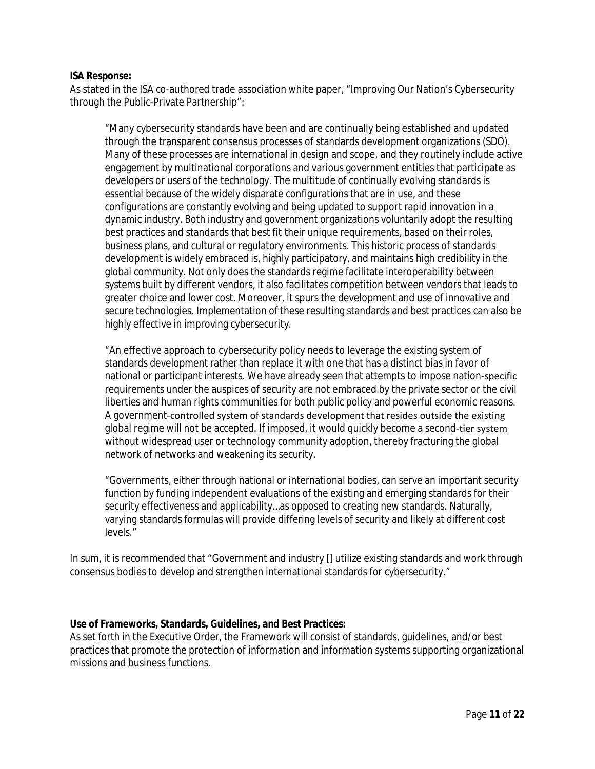**ISA Response:**

As stated in the ISA co-authored trade association white paper, "Improving Our Nation's Cybersecurity through the Public-Private Partnership":

> "Many cybersecurity standards have been and are continually being established and updated through the transparent consensus processes of standards development organizations (SDO). Many of these processes are international in design and scope, and they routinely include active engagement by multinational corporations and various government entities that participate as developers or users of the technology. The multitude of continually evolving standards is essential because of the widely disparate configurations that are in use, and these configurations are constantly evolving and being updated to support rapid innovation in a dynamic industry. Both industry and government organizations voluntarily adopt the resulting best practices and standards that best fit their unique requirements, based on their roles, business plans, and cultural or regulatory environments. This historic process of standards development is widely embraced is, highly participatory, and maintains high credibility in the global community. Not only does the standards regime facilitate interoperability between systems built by different vendors, it also facilitates competition between vendors that leads to greater choice and lower cost. Moreover, it spurs the development and use of innovative and secure technologies. Implementation of these resulting standards and best practices can also be highly effective in improving cybersecurity.
>
> "An effective approach to cybersecurity policy needs to leverage the existing system of standards development rather than replace it with one that has a distinct bias in favor of national or participant interests. We have already seen that attempts to impose nation-specific requirements under the auspices of security are not embraced by the private sector or the civil liberties and human rights communities for both public policy and powerful economic reasons. A government-controlled system of standards development that resides outside the existing global regime will not be accepted. If imposed, it would quickly become a second-tier system without widespread user or technology community adoption, thereby fracturing the global network of networks and weakening its security.
>
> "Governments, either through national or international bodies, can serve an important security function by funding independent evaluations of the existing and emerging standards for their security effectiveness and applicability…as opposed to creating new standards. Naturally, varying standards formulas will provide differing levels of security and likely at different cost levels."

In sum, it is recommended that "Government and industry [] utilize existing standards and work through consensus bodies to develop and strengthen international standards for cybersecurity."

**Use of Frameworks, Standards, Guidelines, and Best Practices:**

As set forth in the Executive Order, the Framework will consist of standards, guidelines, and/or best practices that promote the protection of information and information systems supporting organizational missions and business functions.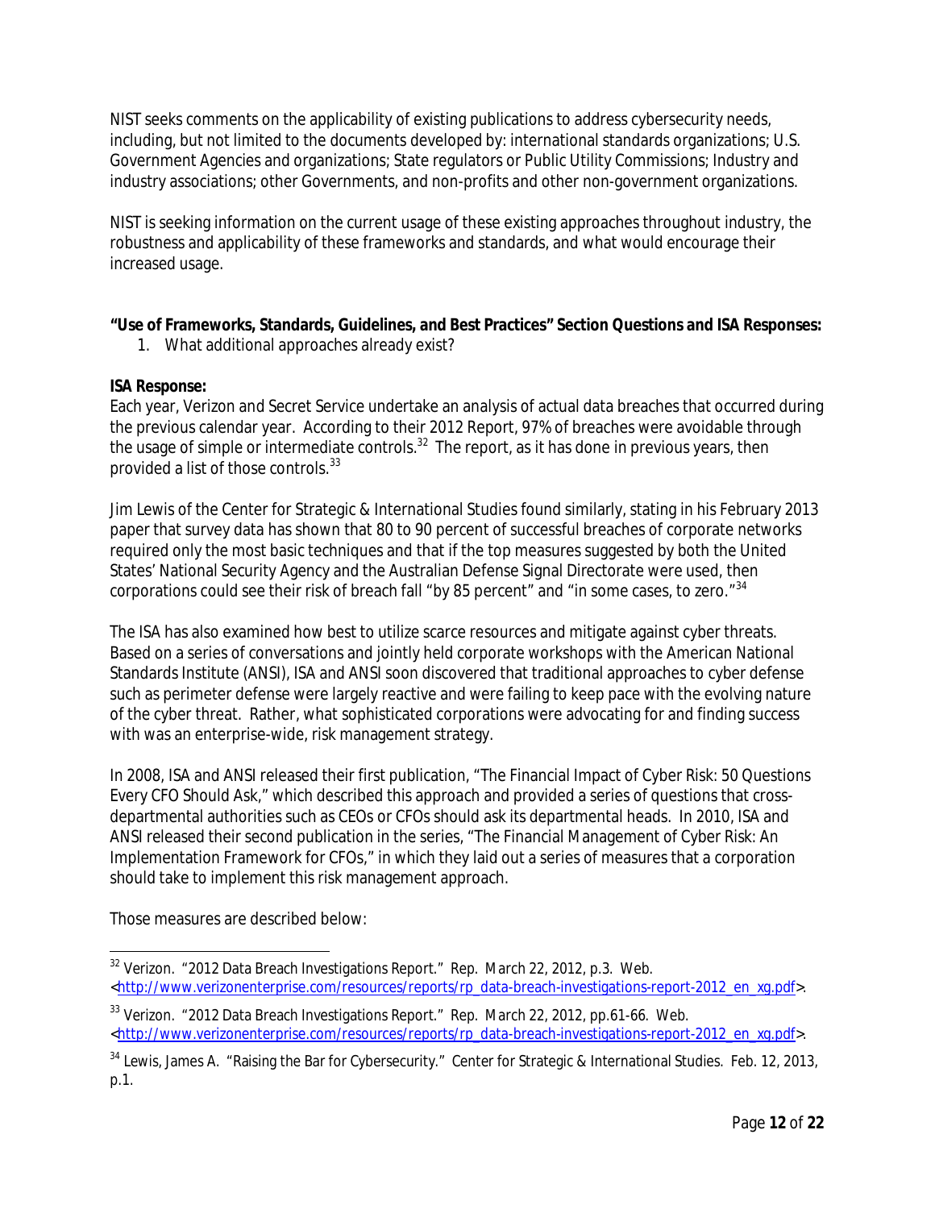NIST seeks comments on the applicability of existing publications to address cybersecurity needs, including, but not limited to the documents developed by: international standards organizations; U.S. Government Agencies and organizations; State regulators or Public Utility Commissions; Industry and industry associations; other Governments, and non-profits and other non-government organizations.

NIST is seeking information on the current usage of these existing approaches throughout industry, the robustness and applicability of these frameworks and standards, and what would encourage their increased usage.

**"Use of Frameworks, Standards, Guidelines, and Best Practices" Section Questions and ISA Responses:**

1. What additional approaches already exist?

**ISA Response:**

Each year, Verizon and Secret Service undertake an analysis of actual data breaches that occurred during the previous calendar year. According to their 2012 Report, 97% of breaches were avoidable through the usage of simple or intermediate controls.[32] The report, as it has done in previous years, then provided a list of those controls.[33]

Jim Lewis of the Center for Strategic & International Studies found similarly, stating in his February 2013 paper that survey data has shown that 80 to 90 percent of successful breaches of corporate networks required only the most basic techniques and that if the top measures suggested by both the United States' National Security Agency and the Australian Defense Signal Directorate were used, then corporations could see their risk of breach fall "by 85 percent" and "in some cases, to zero."[34]

The ISA has also examined how best to utilize scarce resources and mitigate against cyber threats. Based on a series of conversations and jointly held corporate workshops with the American National Standards Institute (ANSI), ISA and ANSI soon discovered that traditional approaches to cyber defense such as perimeter defense were largely reactive and were failing to keep pace with the evolving nature of the cyber threat. Rather, what sophisticated corporations were advocating for and finding success with was an enterprise-wide, risk management strategy.

In 2008, ISA and ANSI released their first publication, "The Financial Impact of Cyber Risk: 50 Questions Every CFO Should Ask," which described this approach and provided a series of questions that cross-departmental authorities such as CEOs or CFOs should ask its departmental heads. In 2010, ISA and ANSI released their second publication in the series, "The Financial Management of Cyber Risk: An Implementation Framework for CFOs," in which they laid out a series of measures that a corporation should take to implement this risk management approach.

Those measures are described below:

---

[32] Verizon. "2012 Data Breach Investigations Report." Rep. March 22, 2012, p.3. Web. <http://www.verizonenterprise.com/resources/reports/rp_data-breach-investigations-report-2012_en_xg.pdf>.

[33] Verizon. "2012 Data Breach Investigations Report." Rep. March 22, 2012, pp.61-66. Web. <http://www.verizonenterprise.com/resources/reports/rp_data-breach-investigations-report-2012_en_xg.pdf>.

[34] Lewis, James A. "Raising the Bar for Cybersecurity." Center for Strategic & International Studies. Feb. 12, 2013, p.1.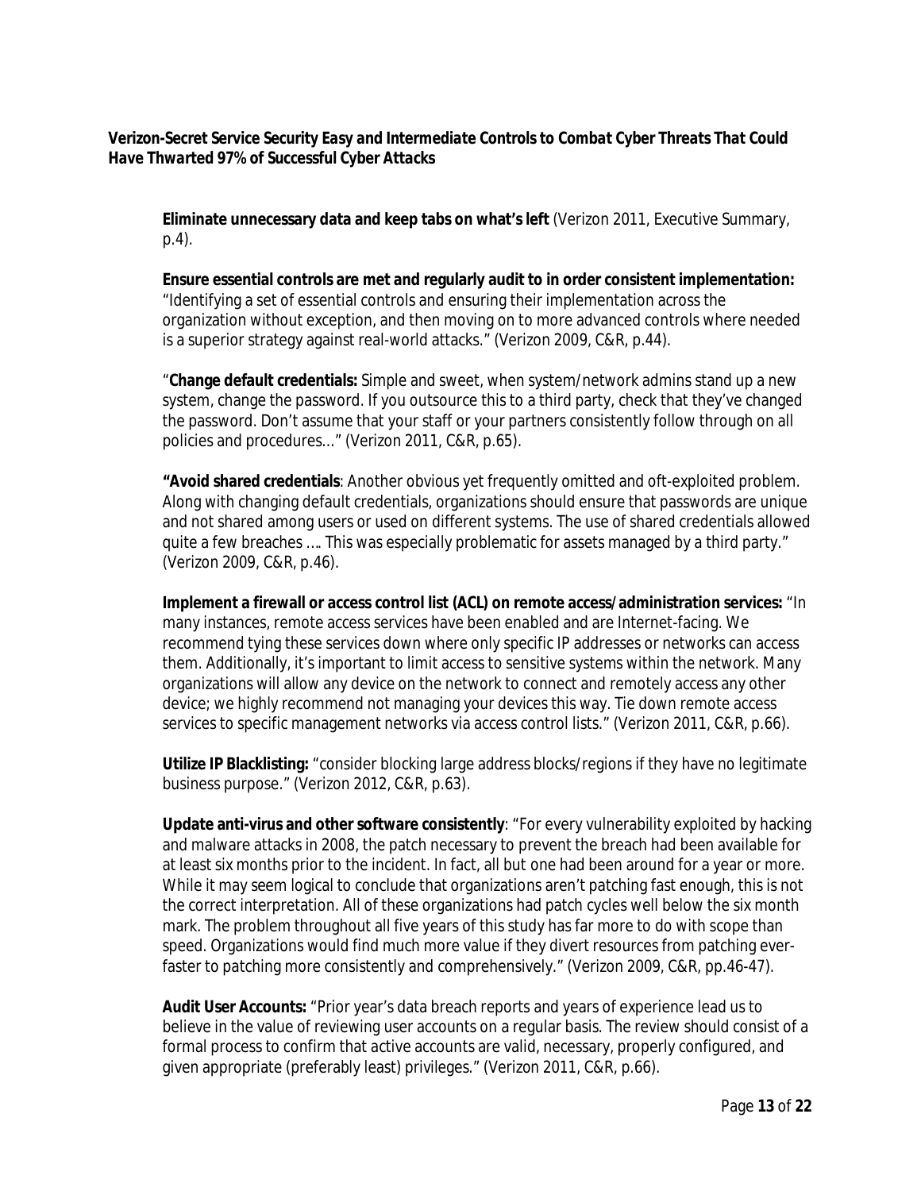***Verizon-Secret Service Security Easy and Intermediate Controls to Combat Cyber Threats That Could Have Thwarted 97% of Successful Cyber Attacks***

**Eliminate unnecessary data and keep tabs on what's left** (Verizon 2011, Executive Summary, p.4).

**Ensure essential controls are met and regularly audit to in order consistent implementation:** "Identifying a set of essential controls and ensuring their implementation across the organization without exception, and then moving on to more advanced controls where needed is a superior strategy against real-world attacks." (Verizon 2009, C&R, p.44).

"**Change default credentials:** Simple and sweet, when system/network admins stand up a new system, change the password. If you outsource this to a third party, check that they've changed the password. Don't assume that your staff or your partners consistently follow through on all policies and procedures…" (Verizon 2011, C&R, p.65).

**"Avoid shared credentials**: Another obvious yet frequently omitted and oft-exploited problem. Along with changing default credentials, organizations should ensure that passwords are unique and not shared among users or used on different systems. The use of shared credentials allowed quite a few breaches …. This was especially problematic for assets managed by a third party." (Verizon 2009, C&R, p.46).

**Implement a firewall or access control list (ACL) on remote access/administration services:** "In many instances, remote access services have been enabled and are Internet-facing. We recommend tying these services down where only specific IP addresses or networks can access them. Additionally, it's important to limit access to sensitive systems within the network. Many organizations will allow any device on the network to connect and remotely access any other device; we highly recommend not managing your devices this way. Tie down remote access services to specific management networks via access control lists." (Verizon 2011, C&R, p.66).

**Utilize IP Blacklisting:** "consider blocking large address blocks/regions if they have no legitimate business purpose." (Verizon 2012, C&R, p.63).

**Update anti-virus and other software consistently**: "For every vulnerability exploited by hacking and malware attacks in 2008, the patch necessary to prevent the breach had been available for at least six months prior to the incident. In fact, all but one had been around for a year or more. While it may seem logical to conclude that organizations aren't patching fast enough, this is not the correct interpretation. All of these organizations had patch cycles well below the six month mark. The problem throughout all five years of this study has far more to do with scope than speed. Organizations would find much more value if they divert resources from patching ever-faster to patching more consistently and comprehensively." (Verizon 2009, C&R, pp.46-47).

**Audit User Accounts:** "Prior year's data breach reports and years of experience lead us to believe in the value of reviewing user accounts on a regular basis. The review should consist of a formal process to confirm that active accounts are valid, necessary, properly configured, and given appropriate (preferably least) privileges." (Verizon 2011, C&R, p.66).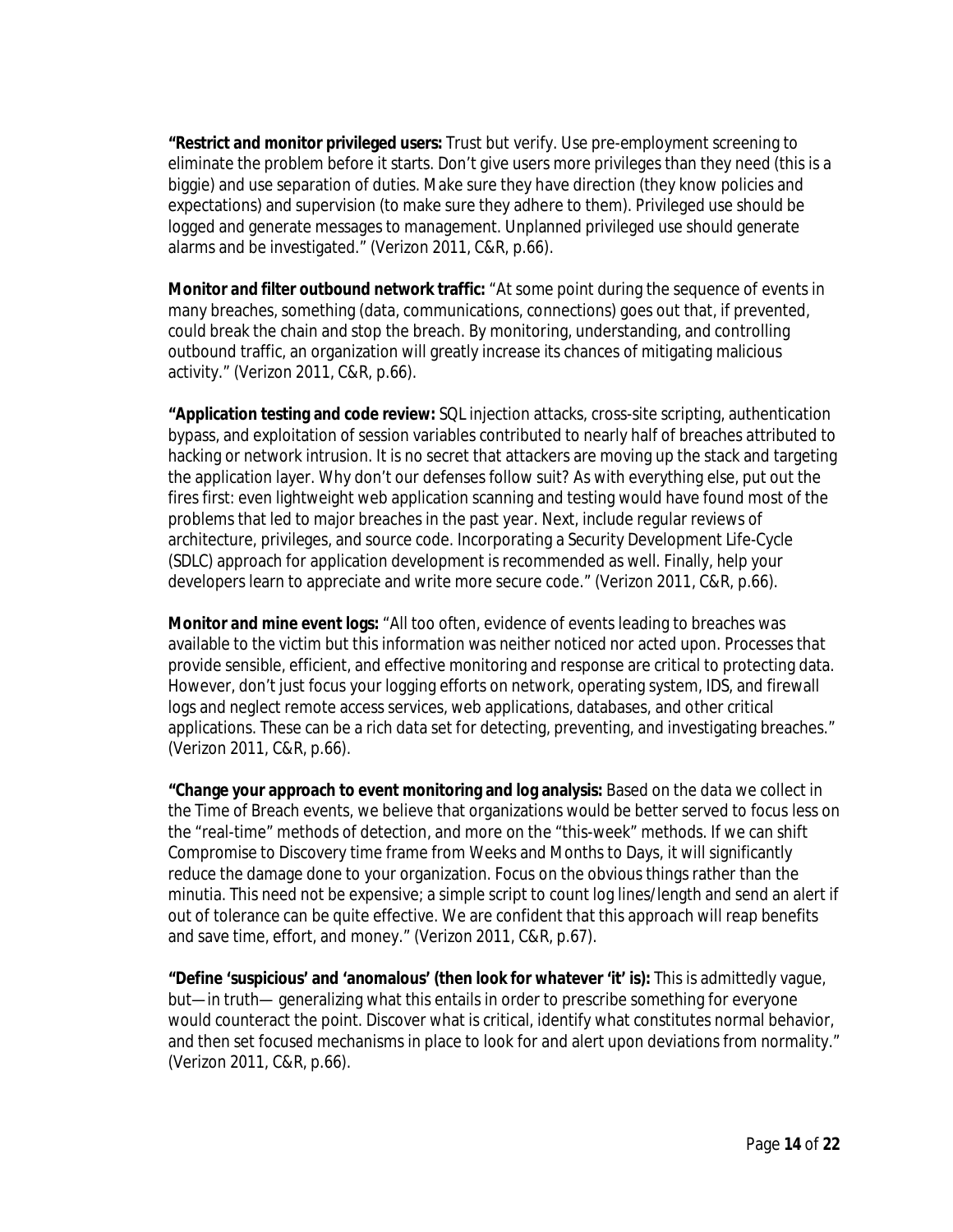**"Restrict and monitor privileged users:** Trust but verify. Use pre-employment screening to eliminate the problem before it starts. Don't give users more privileges than they need (this is a biggie) and use separation of duties. Make sure they have direction (they know policies and expectations) and supervision (to make sure they adhere to them). Privileged use should be logged and generate messages to management. Unplanned privileged use should generate alarms and be investigated." (Verizon 2011, C&R, p.66).

**Monitor and filter outbound network traffic:** "At some point during the sequence of events in many breaches, something (data, communications, connections) goes out that, if prevented, could break the chain and stop the breach. By monitoring, understanding, and controlling outbound traffic, an organization will greatly increase its chances of mitigating malicious activity." (Verizon 2011, C&R, p.66).

**"Application testing and code review:** SQL injection attacks, cross-site scripting, authentication bypass, and exploitation of session variables contributed to nearly half of breaches attributed to hacking or network intrusion. It is no secret that attackers are moving up the stack and targeting the application layer. Why don't our defenses follow suit? As with everything else, put out the fires first: even lightweight web application scanning and testing would have found most of the problems that led to major breaches in the past year. Next, include regular reviews of architecture, privileges, and source code. Incorporating a Security Development Life-Cycle (SDLC) approach for application development is recommended as well. Finally, help your developers learn to appreciate and write more secure code." (Verizon 2011, C&R, p.66).

**Monitor and mine event logs:** "All too often, evidence of events leading to breaches was available to the victim but this information was neither noticed nor acted upon. Processes that provide sensible, efficient, and effective monitoring and response are critical to protecting data. However, don't just focus your logging efforts on network, operating system, IDS, and firewall logs and neglect remote access services, web applications, databases, and other critical applications. These can be a rich data set for detecting, preventing, and investigating breaches." (Verizon 2011, C&R, p.66).

**"Change your approach to event monitoring and log analysis:** Based on the data we collect in the Time of Breach events, we believe that organizations would be better served to focus less on the "real-time" methods of detection, and more on the "this-week" methods. If we can shift Compromise to Discovery time frame from Weeks and Months to Days, it will significantly reduce the damage done to your organization. Focus on the obvious things rather than the minutia. This need not be expensive; a simple script to count log lines/length and send an alert if out of tolerance can be quite effective. We are confident that this approach will reap benefits and save time, effort, and money." (Verizon 2011, C&R, p.67).

**"Define 'suspicious' and 'anomalous' (then look for whatever 'it' is):** This is admittedly vague, but—in truth— generalizing what this entails in order to prescribe something for everyone would counteract the point. Discover what is critical, identify what constitutes normal behavior, and then set focused mechanisms in place to look for and alert upon deviations from normality." (Verizon 2011, C&R, p.66).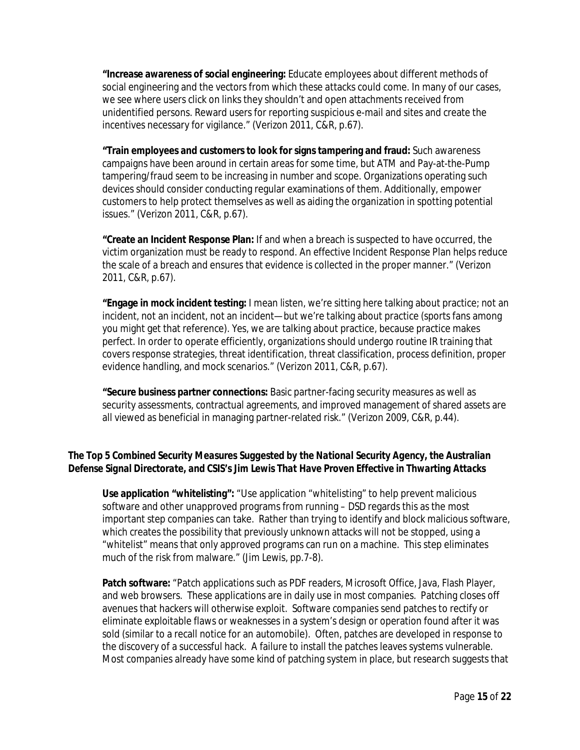**"Increase awareness of social engineering:** Educate employees about different methods of social engineering and the vectors from which these attacks could come. In many of our cases, we see where users click on links they shouldn't and open attachments received from unidentified persons. Reward users for reporting suspicious e-mail and sites and create the incentives necessary for vigilance." (Verizon 2011, C&R, p.67).

**"Train employees and customers to look for signs tampering and fraud:** Such awareness campaigns have been around in certain areas for some time, but ATM and Pay-at-the-Pump tampering/fraud seem to be increasing in number and scope. Organizations operating such devices should consider conducting regular examinations of them. Additionally, empower customers to help protect themselves as well as aiding the organization in spotting potential issues." (Verizon 2011, C&R, p.67).

**"Create an Incident Response Plan:** If and when a breach is suspected to have occurred, the victim organization must be ready to respond. An effective Incident Response Plan helps reduce the scale of a breach and ensures that evidence is collected in the proper manner." (Verizon 2011, C&R, p.67).

**"Engage in mock incident testing:** I mean listen, we're sitting here talking about practice; not an incident, not an incident, not an incident—but we're talking about practice (sports fans among you might get that reference). Yes, we are talking about practice, because practice makes perfect. In order to operate efficiently, organizations should undergo routine IR training that covers response strategies, threat identification, threat classification, process definition, proper evidence handling, and mock scenarios." (Verizon 2011, C&R, p.67).

**"Secure business partner connections:** Basic partner-facing security measures as well as security assessments, contractual agreements, and improved management of shared assets are all viewed as beneficial in managing partner-related risk." (Verizon 2009, C&R, p.44).

***The Top 5 Combined Security Measures Suggested by the National Security Agency, the Australian Defense Signal Directorate, and CSIS's Jim Lewis That Have Proven Effective in Thwarting Attacks***

**Use application "whitelisting":** "Use application "whitelisting" to help prevent malicious software and other unapproved programs from running – DSD regards this as the most important step companies can take. Rather than trying to identify and block malicious software, which creates the possibility that previously unknown attacks will not be stopped, using a "whitelist" means that only approved programs can run on a machine. This step eliminates much of the risk from malware." (Jim Lewis, pp.7-8).

**Patch software:** "Patch applications such as PDF readers, Microsoft Office, Java, Flash Player, and web browsers. These applications are in daily use in most companies. Patching closes off avenues that hackers will otherwise exploit. Software companies send patches to rectify or eliminate exploitable flaws or weaknesses in a system's design or operation found after it was sold (similar to a recall notice for an automobile). Often, patches are developed in response to the discovery of a successful hack. A failure to install the patches leaves systems vulnerable. Most companies already have some kind of patching system in place, but research suggests that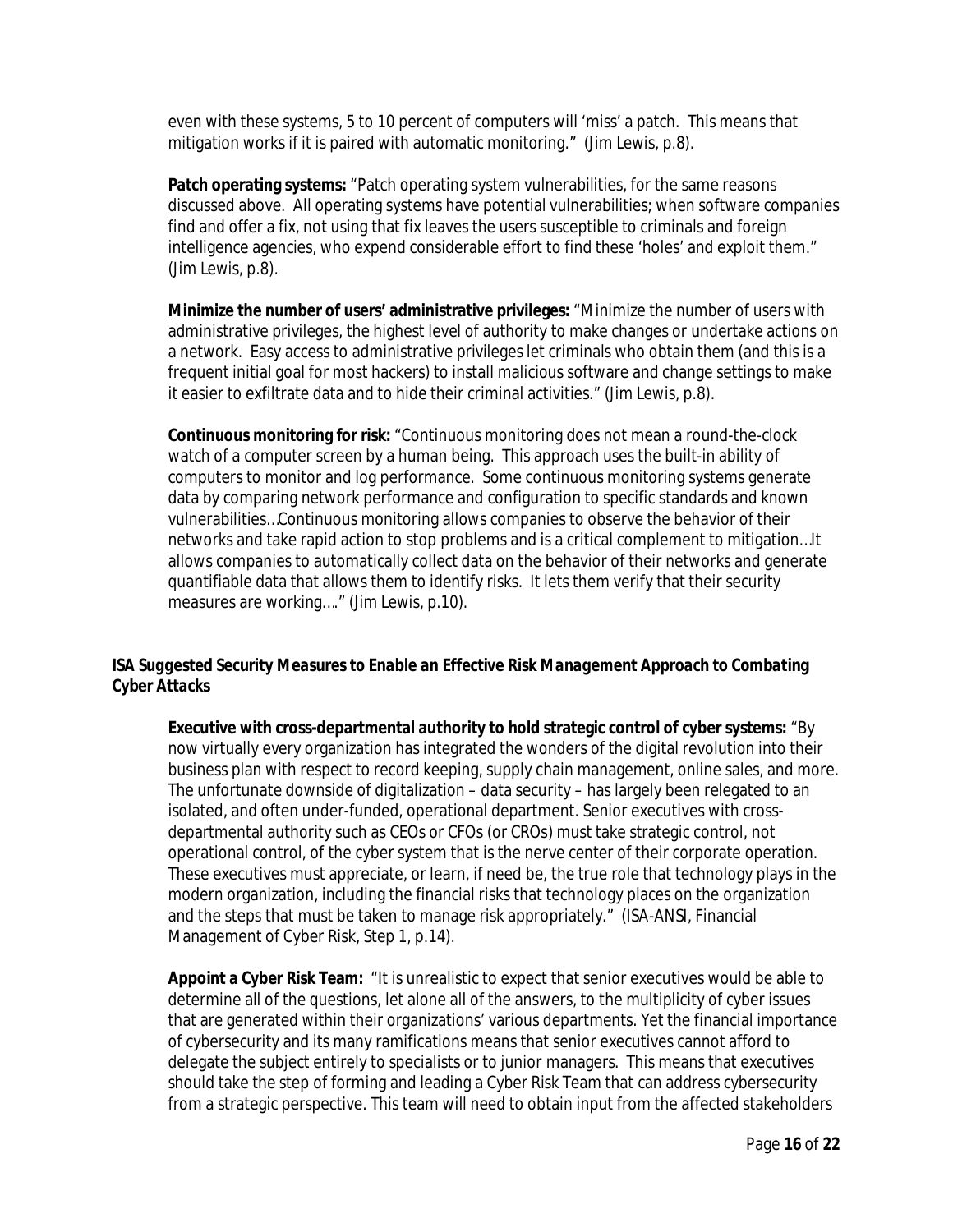even with these systems, 5 to 10 percent of computers will 'miss' a patch. This means that mitigation works if it is paired with automatic monitoring." (Jim Lewis, p.8).

**Patch operating systems:** "Patch operating system vulnerabilities, for the same reasons discussed above. All operating systems have potential vulnerabilities; when software companies find and offer a fix, not using that fix leaves the users susceptible to criminals and foreign intelligence agencies, who expend considerable effort to find these 'holes' and exploit them." (Jim Lewis, p.8).

**Minimize the number of users' administrative privileges:** "Minimize the number of users with administrative privileges, the highest level of authority to make changes or undertake actions on a network. Easy access to administrative privileges let criminals who obtain them (and this is a frequent initial goal for most hackers) to install malicious software and change settings to make it easier to exfiltrate data and to hide their criminal activities." (Jim Lewis, p.8).

**Continuous monitoring for risk:** "Continuous monitoring does not mean a round-the-clock watch of a computer screen by a human being. This approach uses the built-in ability of computers to monitor and log performance. Some continuous monitoring systems generate data by comparing network performance and configuration to specific standards and known vulnerabilities…Continuous monitoring allows companies to observe the behavior of their networks and take rapid action to stop problems and is a critical complement to mitigation…It allows companies to automatically collect data on the behavior of their networks and generate quantifiable data that allows them to identify risks. It lets them verify that their security measures are working…." (Jim Lewis, p.10).

### *ISA Suggested Security Measures to Enable an Effective Risk Management Approach to Combating Cyber Attacks*

**Executive with cross-departmental authority to hold strategic control of cyber systems:** "By now virtually every organization has integrated the wonders of the digital revolution into their business plan with respect to record keeping, supply chain management, online sales, and more. The unfortunate downside of digitalization – data security – has largely been relegated to an isolated, and often under-funded, operational department. Senior executives with cross-departmental authority such as CEOs or CFOs (or CROs) must take strategic control, not operational control, of the cyber system that is the nerve center of their corporate operation. These executives must appreciate, or learn, if need be, the true role that technology plays in the modern organization, including the financial risks that technology places on the organization and the steps that must be taken to manage risk appropriately." (ISA-ANSI, Financial Management of Cyber Risk, Step 1, p.14).

**Appoint a Cyber Risk Team:** "It is unrealistic to expect that senior executives would be able to determine all of the questions, let alone all of the answers, to the multiplicity of cyber issues that are generated within their organizations' various departments. Yet the financial importance of cybersecurity and its many ramifications means that senior executives cannot afford to delegate the subject entirely to specialists or to junior managers. This means that executives should take the step of forming and leading a Cyber Risk Team that can address cybersecurity from a strategic perspective. This team will need to obtain input from the affected stakeholders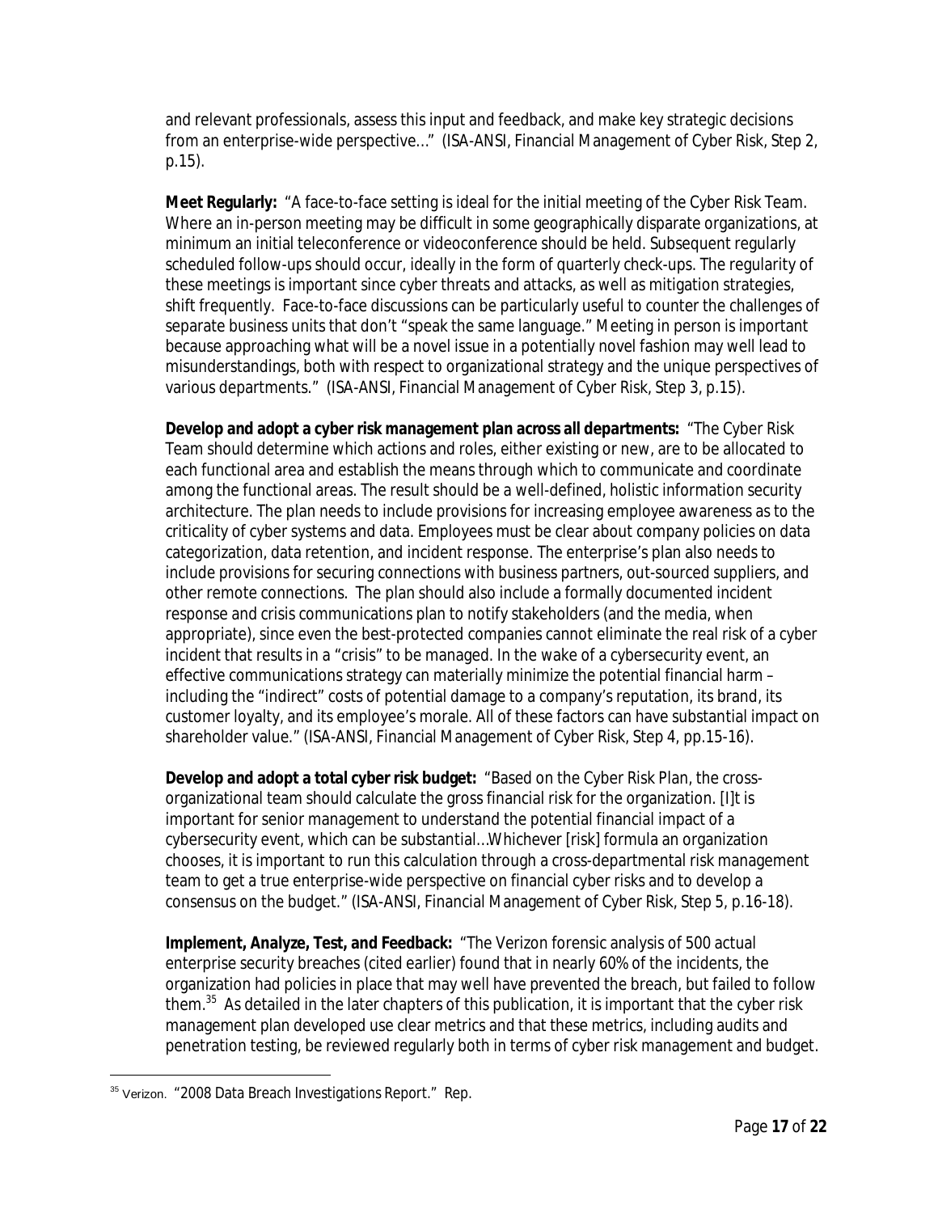and relevant professionals, assess this input and feedback, and make key strategic decisions from an enterprise-wide perspective…" (ISA-ANSI, Financial Management of Cyber Risk, Step 2, p.15).

**Meet Regularly:** "A face-to-face setting is ideal for the initial meeting of the Cyber Risk Team. Where an in-person meeting may be difficult in some geographically disparate organizations, at minimum an initial teleconference or videoconference should be held. Subsequent regularly scheduled follow-ups should occur, ideally in the form of quarterly check-ups. The regularity of these meetings is important since cyber threats and attacks, as well as mitigation strategies, shift frequently. Face-to-face discussions can be particularly useful to counter the challenges of separate business units that don't "speak the same language." Meeting in person is important because approaching what will be a novel issue in a potentially novel fashion may well lead to misunderstandings, both with respect to organizational strategy and the unique perspectives of various departments." (ISA-ANSI, Financial Management of Cyber Risk, Step 3, p.15).

**Develop and adopt a cyber risk management plan across all departments:** "The Cyber Risk Team should determine which actions and roles, either existing or new, are to be allocated to each functional area and establish the means through which to communicate and coordinate among the functional areas. The result should be a well-defined, holistic information security architecture. The plan needs to include provisions for increasing employee awareness as to the criticality of cyber systems and data. Employees must be clear about company policies on data categorization, data retention, and incident response. The enterprise's plan also needs to include provisions for securing connections with business partners, out-sourced suppliers, and other remote connections. The plan should also include a formally documented incident response and crisis communications plan to notify stakeholders (and the media, when appropriate), since even the best-protected companies cannot eliminate the real risk of a cyber incident that results in a "crisis" to be managed. In the wake of a cybersecurity event, an effective communications strategy can materially minimize the potential financial harm – including the "indirect" costs of potential damage to a company's reputation, its brand, its customer loyalty, and its employee's morale. All of these factors can have substantial impact on shareholder value." (ISA-ANSI, Financial Management of Cyber Risk, Step 4, pp.15-16).

**Develop and adopt a total cyber risk budget:** "Based on the Cyber Risk Plan, the cross-organizational team should calculate the gross financial risk for the organization. [I]t is important for senior management to understand the potential financial impact of a cybersecurity event, which can be substantial…Whichever [risk] formula an organization chooses, it is important to run this calculation through a cross-departmental risk management team to get a true enterprise-wide perspective on financial cyber risks and to develop a consensus on the budget." (ISA-ANSI, Financial Management of Cyber Risk, Step 5, p.16-18).

**Implement, Analyze, Test, and Feedback:** "The Verizon forensic analysis of 500 actual enterprise security breaches (cited earlier) found that in nearly 60% of the incidents, the organization had policies in place that may well have prevented the breach, but failed to follow them.[35] As detailed in the later chapters of this publication, it is important that the cyber risk management plan developed use clear metrics and that these metrics, including audits and penetration testing, be reviewed regularly both in terms of cyber risk management and budget.

[35] Verizon. "2008 Data Breach Investigations Report." Rep.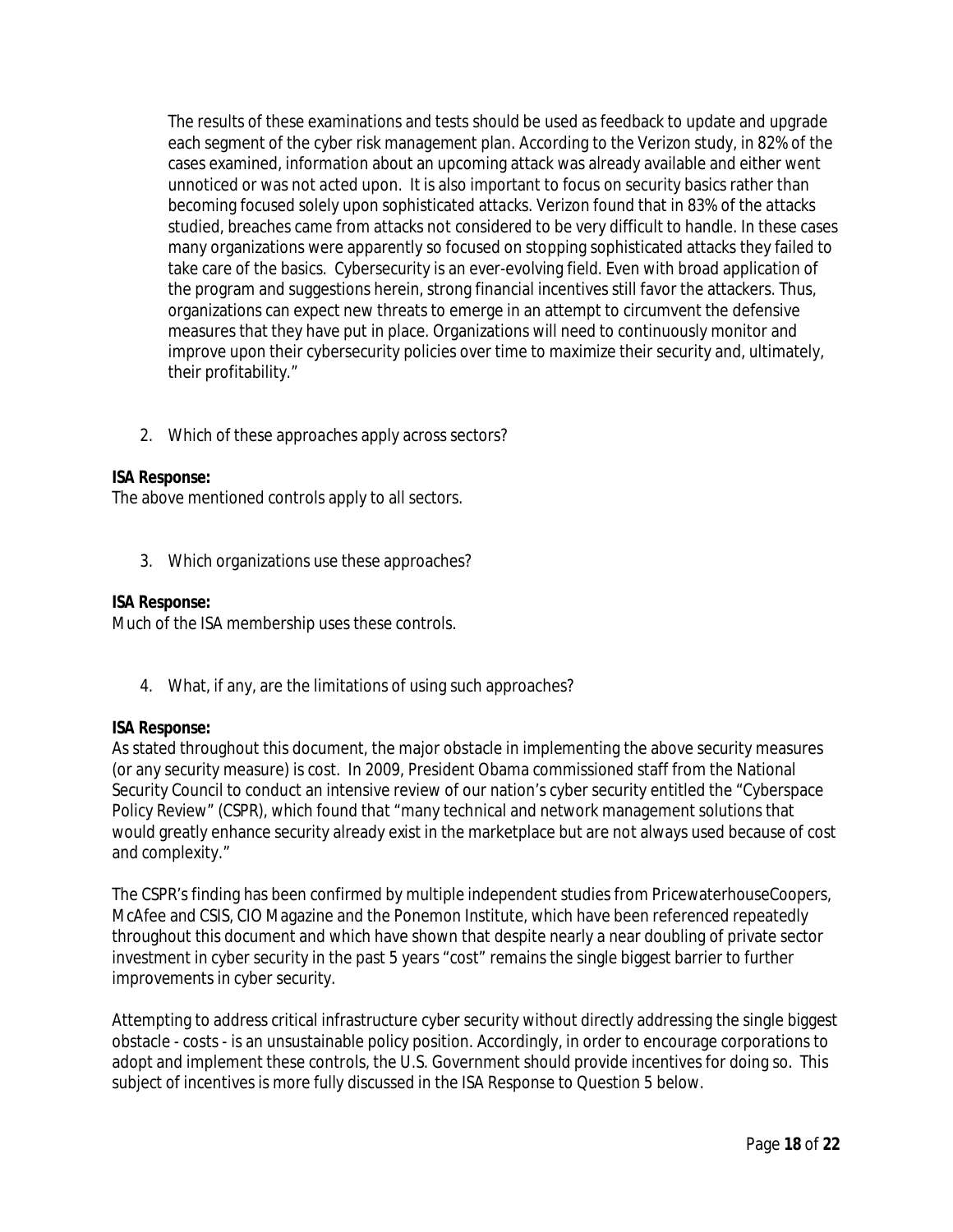The results of these examinations and tests should be used as feedback to update and upgrade each segment of the cyber risk management plan. According to the Verizon study, in 82% of the cases examined, information about an upcoming attack was already available and either went unnoticed or was not acted upon. It is also important to focus on security basics rather than becoming focused solely upon sophisticated attacks. Verizon found that in 83% of the attacks studied, breaches came from attacks not considered to be very difficult to handle. In these cases many organizations were apparently so focused on stopping sophisticated attacks they failed to take care of the basics. Cybersecurity is an ever-evolving field. Even with broad application of the program and suggestions herein, strong financial incentives still favor the attackers. Thus, organizations can expect new threats to emerge in an attempt to circumvent the defensive measures that they have put in place. Organizations will need to continuously monitor and improve upon their cybersecurity policies over time to maximize their security and, ultimately, their profitability."

2. Which of these approaches apply across sectors?

**ISA Response:**
The above mentioned controls apply to all sectors.

3. Which organizations use these approaches?

**ISA Response:**
Much of the ISA membership uses these controls.

4. What, if any, are the limitations of using such approaches?

**ISA Response:**
As stated throughout this document, the major obstacle in implementing the above security measures (or any security measure) is cost. In 2009, President Obama commissioned staff from the National Security Council to conduct an intensive review of our nation's cyber security entitled the "Cyberspace Policy Review" (CSPR), which found that "many technical and network management solutions that would greatly enhance security already exist in the marketplace but are not always used because of cost and complexity."

The CSPR's finding has been confirmed by multiple independent studies from PricewaterhouseCoopers, McAfee and CSIS, CIO Magazine and the Ponemon Institute, which have been referenced repeatedly throughout this document and which have shown that despite nearly a near doubling of private sector investment in cyber security in the past 5 years "cost" remains the single biggest barrier to further improvements in cyber security.

Attempting to address critical infrastructure cyber security without directly addressing the single biggest obstacle - costs - is an unsustainable policy position. Accordingly, in order to encourage corporations to adopt and implement these controls, the U.S. Government should provide incentives for doing so. This subject of incentives is more fully discussed in the ISA Response to Question 5 below.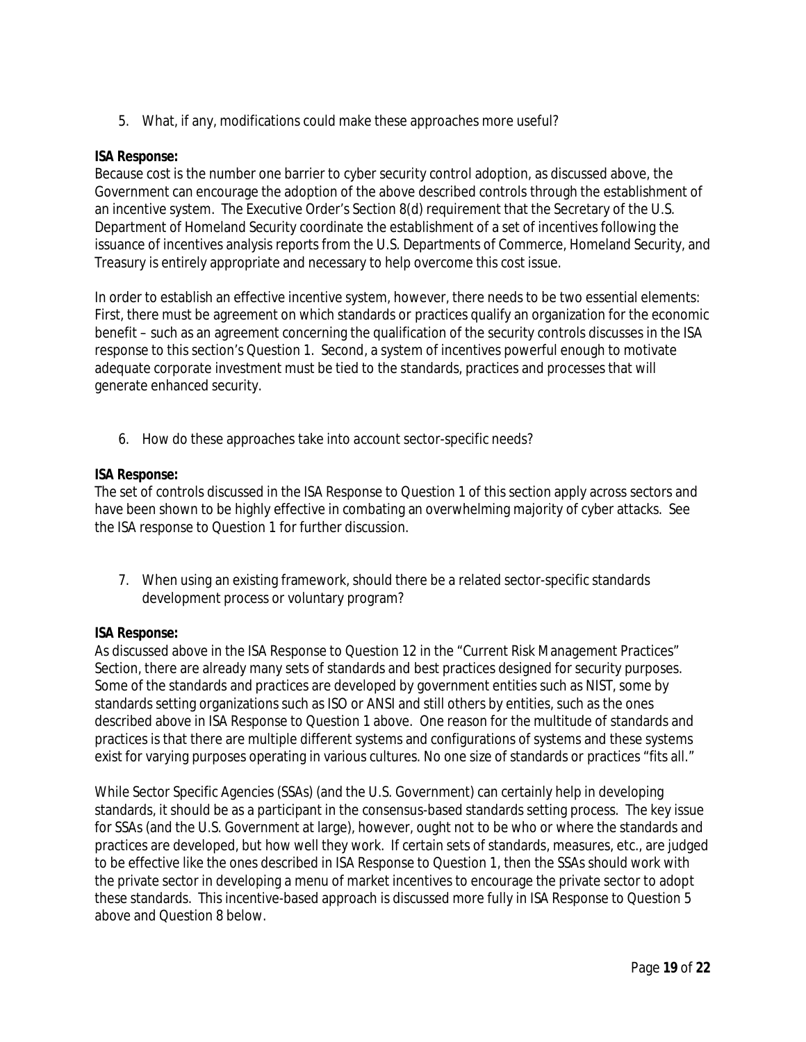5. What, if any, modifications could make these approaches more useful?

**ISA Response:**
Because cost is the number one barrier to cyber security control adoption, as discussed above, the Government can encourage the adoption of the above described controls through the establishment of an incentive system. The Executive Order's Section 8(d) requirement that the Secretary of the U.S. Department of Homeland Security coordinate the establishment of a set of incentives following the issuance of incentives analysis reports from the U.S. Departments of Commerce, Homeland Security, and Treasury is entirely appropriate and necessary to help overcome this cost issue.

In order to establish an effective incentive system, however, there needs to be two essential elements: First, there must be agreement on which standards or practices qualify an organization for the economic benefit – such as an agreement concerning the qualification of the security controls discusses in the ISA response to this section's Question 1. Second, a system of incentives powerful enough to motivate adequate corporate investment must be tied to the standards, practices and processes that will generate enhanced security.

6. How do these approaches take into account sector-specific needs?

**ISA Response:**
The set of controls discussed in the ISA Response to Question 1 of this section apply across sectors and have been shown to be highly effective in combating an overwhelming majority of cyber attacks. See the ISA response to Question 1 for further discussion.

7. When using an existing framework, should there be a related sector-specific standards development process or voluntary program?

**ISA Response:**
As discussed above in the ISA Response to Question 12 in the "Current Risk Management Practices" Section, there are already many sets of standards and best practices designed for security purposes. Some of the standards and practices are developed by government entities such as NIST, some by standards setting organizations such as ISO or ANSI and still others by entities, such as the ones described above in ISA Response to Question 1 above. One reason for the multitude of standards and practices is that there are multiple different systems and configurations of systems and these systems exist for varying purposes operating in various cultures. No one size of standards or practices "fits all."

While Sector Specific Agencies (SSAs) (and the U.S. Government) can certainly help in developing standards, it should be as a participant in the consensus-based standards setting process. The key issue for SSAs (and the U.S. Government at large), however, ought not to be who or where the standards and practices are developed, but how well they work. If certain sets of standards, measures, etc., are judged to be effective like the ones described in ISA Response to Question 1, then the SSAs should work with the private sector in developing a menu of market incentives to encourage the private sector to adopt these standards. This incentive-based approach is discussed more fully in ISA Response to Question 5 above and Question 8 below.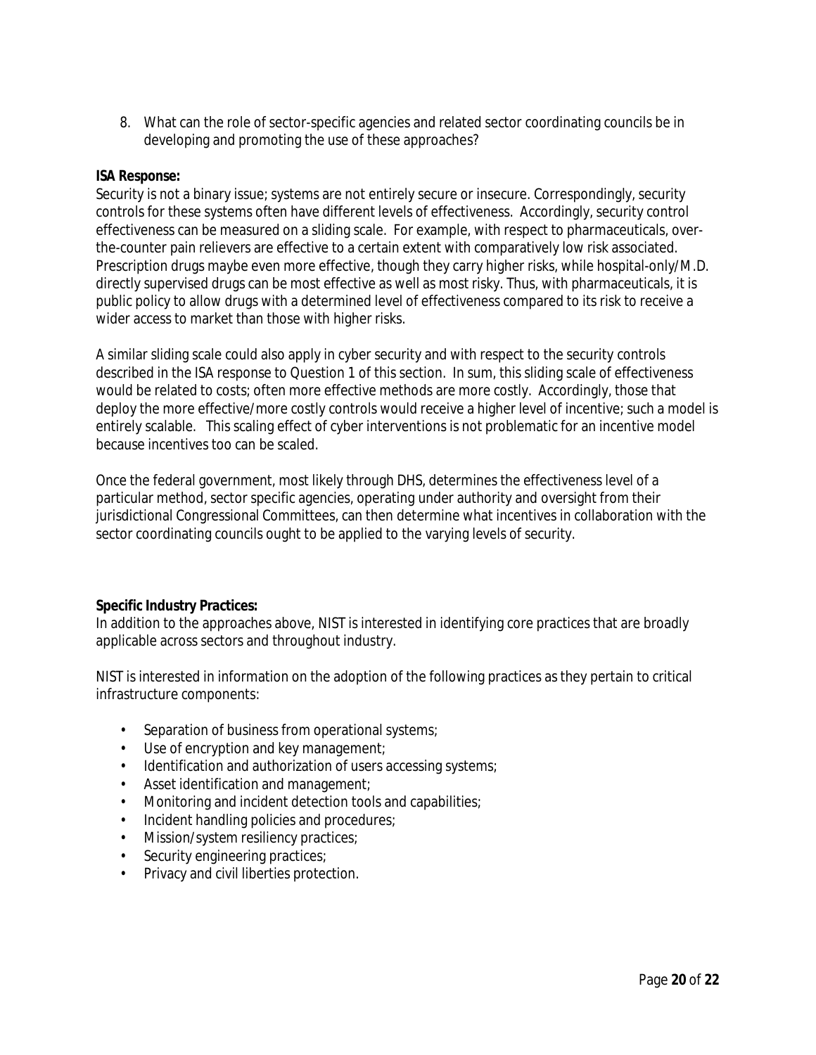8. What can the role of sector-specific agencies and related sector coordinating councils be in developing and promoting the use of these approaches?

**ISA Response:**
Security is not a binary issue; systems are not entirely secure or insecure. Correspondingly, security controls for these systems often have different levels of effectiveness. Accordingly, security control effectiveness can be measured on a sliding scale. For example, with respect to pharmaceuticals, over-the-counter pain relievers are effective to a certain extent with comparatively low risk associated. Prescription drugs maybe even more effective, though they carry higher risks, while hospital-only/M.D. directly supervised drugs can be most effective as well as most risky. Thus, with pharmaceuticals, it is public policy to allow drugs with a determined level of effectiveness compared to its risk to receive a wider access to market than those with higher risks.

A similar sliding scale could also apply in cyber security and with respect to the security controls described in the ISA response to Question 1 of this section. In sum, this sliding scale of effectiveness would be related to costs; often more effective methods are more costly. Accordingly, those that deploy the more effective/more costly controls would receive a higher level of incentive; such a model is entirely scalable. This scaling effect of cyber interventions is not problematic for an incentive model because incentives too can be scaled.

Once the federal government, most likely through DHS, determines the effectiveness level of a particular method, sector specific agencies, operating under authority and oversight from their jurisdictional Congressional Committees, can then determine what incentives in collaboration with the sector coordinating councils ought to be applied to the varying levels of security.

**Specific Industry Practices:**
In addition to the approaches above, NIST is interested in identifying core practices that are broadly applicable across sectors and throughout industry.

NIST is interested in information on the adoption of the following practices as they pertain to critical infrastructure components:

- Separation of business from operational systems;
- Use of encryption and key management;
- Identification and authorization of users accessing systems;
- Asset identification and management;
- Monitoring and incident detection tools and capabilities;
- Incident handling policies and procedures;
- Mission/system resiliency practices;
- Security engineering practices;
- Privacy and civil liberties protection.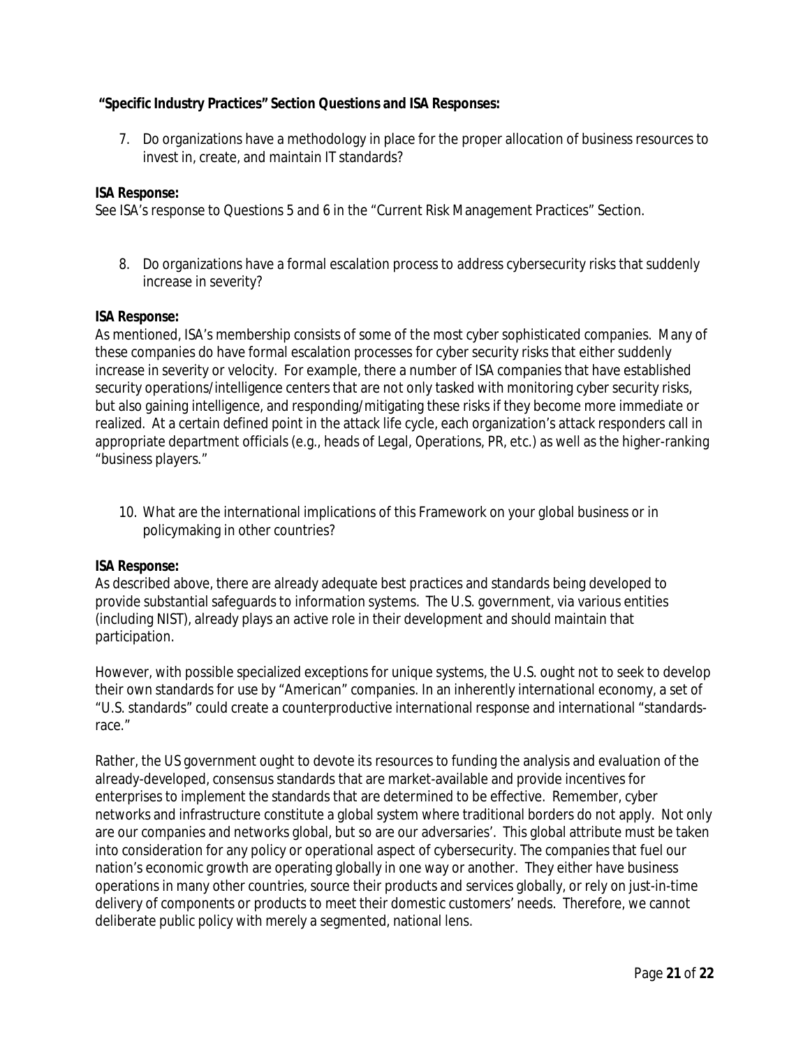**"Specific Industry Practices" Section Questions and ISA Responses:**

7. Do organizations have a methodology in place for the proper allocation of business resources to invest in, create, and maintain IT standards?

**ISA Response:**
See ISA's response to Questions 5 and 6 in the "Current Risk Management Practices" Section.

8. Do organizations have a formal escalation process to address cybersecurity risks that suddenly increase in severity?

**ISA Response:**
As mentioned, ISA's membership consists of some of the most cyber sophisticated companies. Many of these companies do have formal escalation processes for cyber security risks that either suddenly increase in severity or velocity. For example, there a number of ISA companies that have established security operations/intelligence centers that are not only tasked with monitoring cyber security risks, but also gaining intelligence, and responding/mitigating these risks if they become more immediate or realized. At a certain defined point in the attack life cycle, each organization's attack responders call in appropriate department officials (e.g., heads of Legal, Operations, PR, etc.) as well as the higher-ranking "business players."

10. What are the international implications of this Framework on your global business or in policymaking in other countries?

**ISA Response:**
As described above, there are already adequate best practices and standards being developed to provide substantial safeguards to information systems. The U.S. government, via various entities (including NIST), already plays an active role in their development and should maintain that participation.

However, with possible specialized exceptions for unique systems, the U.S. ought not to seek to develop their own standards for use by "American" companies. In an inherently international economy, a set of "U.S. standards" could create a counterproductive international response and international "standards-race."

Rather, the US government ought to devote its resources to funding the analysis and evaluation of the already-developed, consensus standards that are market-available and provide incentives for enterprises to implement the standards that are determined to be effective. Remember, cyber networks and infrastructure constitute a global system where traditional borders do not apply. Not only are our companies and networks global, but so are our adversaries'. This global attribute must be taken into consideration for any policy or operational aspect of cybersecurity. The companies that fuel our nation's economic growth are operating globally in one way or another. They either have business operations in many other countries, source their products and services globally, or rely on just-in-time delivery of components or products to meet their domestic customers' needs. Therefore, we cannot deliberate public policy with merely a segmented, national lens.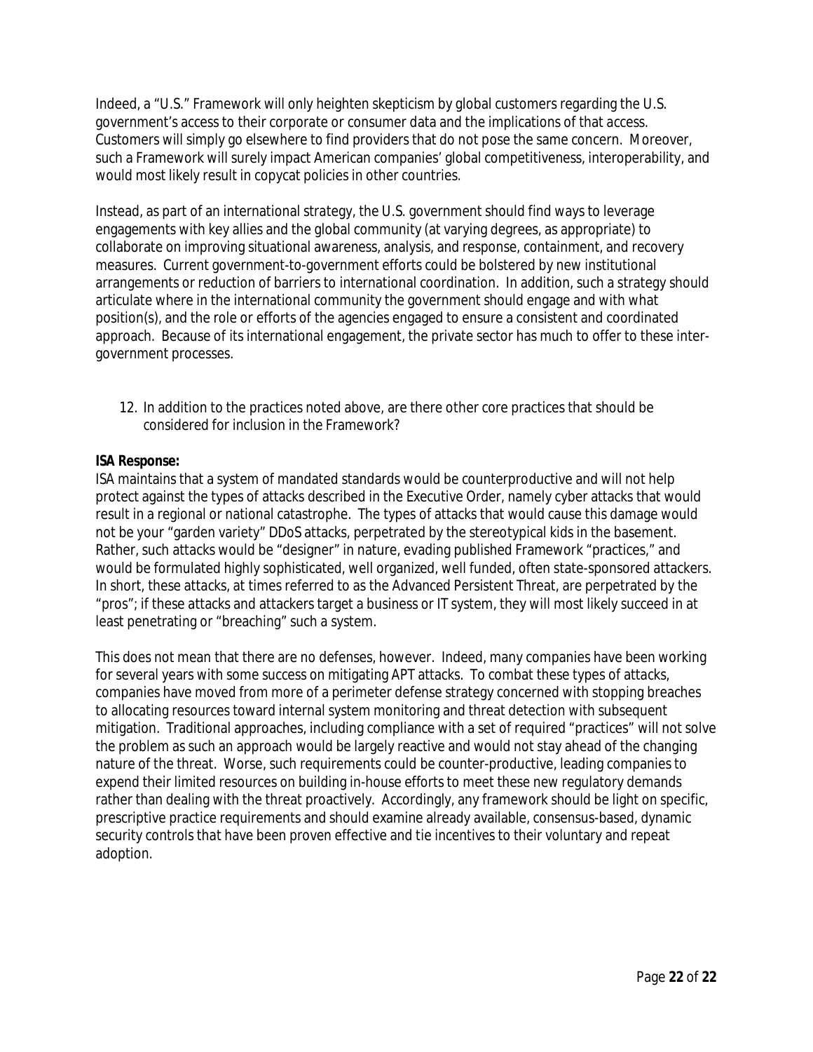Indeed, a "U.S." Framework will only heighten skepticism by global customers regarding the U.S. government's access to their corporate or consumer data and the implications of that access. Customers will simply go elsewhere to find providers that do not pose the same concern. Moreover, such a Framework will surely impact American companies' global competitiveness, interoperability, and would most likely result in copycat policies in other countries.

Instead, as part of an international strategy, the U.S. government should find ways to leverage engagements with key allies and the global community (at varying degrees, as appropriate) to collaborate on improving situational awareness, analysis, and response, containment, and recovery measures. Current government-to-government efforts could be bolstered by new institutional arrangements or reduction of barriers to international coordination. In addition, such a strategy should articulate where in the international community the government should engage and with what position(s), and the role or efforts of the agencies engaged to ensure a consistent and coordinated approach. Because of its international engagement, the private sector has much to offer to these inter-government processes.

12. In addition to the practices noted above, are there other core practices that should be considered for inclusion in the Framework?

**ISA Response:**

ISA maintains that a system of mandated standards would be counterproductive and will not help protect against the types of attacks described in the Executive Order, namely cyber attacks that would result in a regional or national catastrophe. The types of attacks that would cause this damage would not be your "garden variety" DDoS attacks, perpetrated by the stereotypical kids in the basement. Rather, such attacks would be "designer" in nature, evading published Framework "practices," and would be formulated highly sophisticated, well organized, well funded, often state-sponsored attackers. In short, these attacks, at times referred to as the Advanced Persistent Threat, are perpetrated by the "pros"; if these attacks and attackers target a business or IT system, they will most likely succeed in at least penetrating or "breaching" such a system.

This does not mean that there are no defenses, however. Indeed, many companies have been working for several years with some success on mitigating APT attacks. To combat these types of attacks, companies have moved from more of a perimeter defense strategy concerned with stopping breaches to allocating resources toward internal system monitoring and threat detection with subsequent mitigation. Traditional approaches, including compliance with a set of required "practices" will not solve the problem as such an approach would be largely reactive and would not stay ahead of the changing nature of the threat. Worse, such requirements could be counter-productive, leading companies to expend their limited resources on building in-house efforts to meet these new regulatory demands rather than dealing with the threat proactively. Accordingly, any framework should be light on specific, prescriptive practice requirements and should examine already available, consensus-based, dynamic security controls that have been proven effective and tie incentives to their voluntary and repeat adoption.